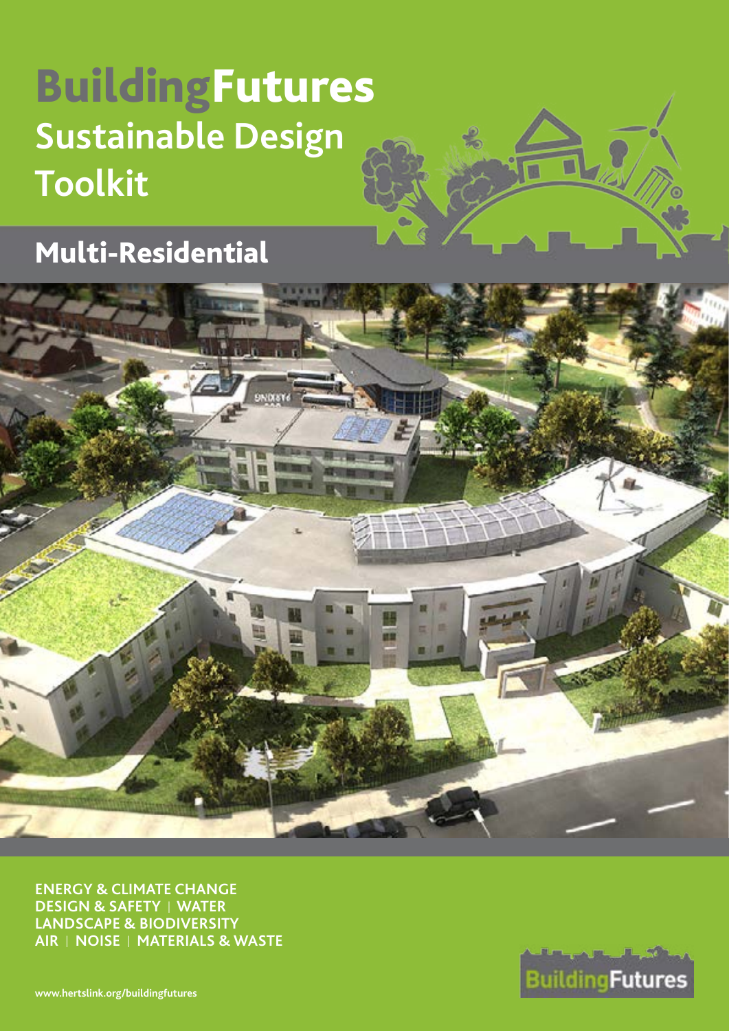# BuildingFutures

## Sustainable Design Toolkit

## Multi-Residential

ENERGY & CLIMATE CHANGE
DESIGN & SAFETY | WATER
LANDSCAPE & BIODIVERSITY
AIR | NOISE | MATERIALS & WASTE

www.hertslink.org/buildingfutures

BuildingFutures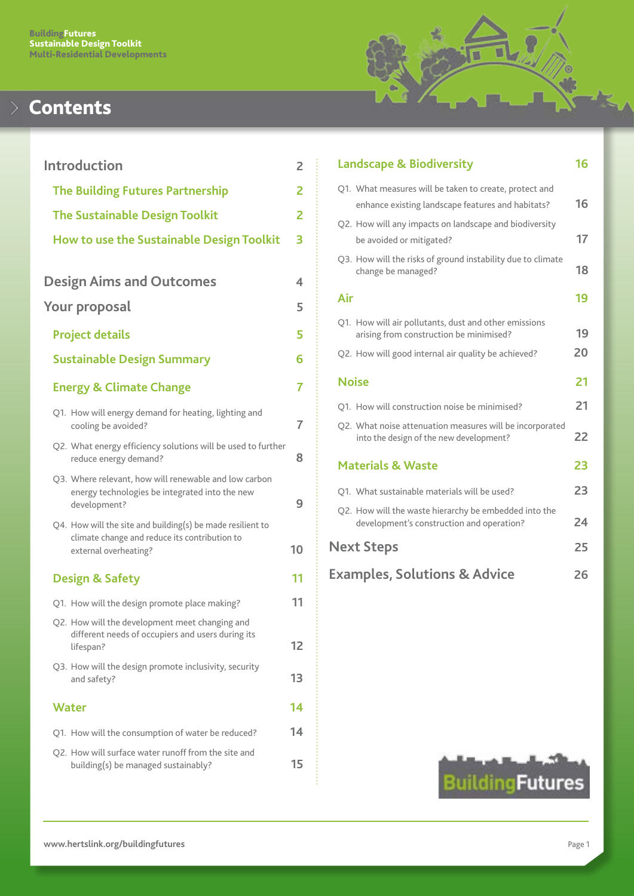# Contents

| | |
|---|---|
| **Introduction** | 2 |
| The Building Futures Partnership | 2 |
| The Sustainable Design Toolkit | 2 |
| How to use the Sustainable Design Toolkit | 3 |
| **Design Aims and Outcomes** | 4 |
| **Your proposal** | 5 |
| Project details | 5 |
| Sustainable Design Summary | 6 |
| **Energy & Climate Change** | 7 |
| Q1. How will energy demand for heating, lighting and cooling be avoided? | 7 |
| Q2. What energy efficiency solutions will be used to further reduce energy demand? | 8 |
| Q3. Where relevant, how will renewable and low carbon energy technologies be integrated into the new development? | 9 |
| Q4. How will the site and building(s) be made resilient to climate change and reduce its contribution to external overheating? | 10 |
| **Design & Safety** | 11 |
| Q1. How will the design promote place making? | 11 |
| Q2. How will the development meet changing and different needs of occupiers and users during its lifespan? | 12 |
| Q3. How will the design promote inclusivity, security and safety? | 13 |
| **Water** | 14 |
| Q1. How will the consumption of water be reduced? | 14 |
| Q2. How will surface water runoff from the site and building(s) be managed sustainably? | 15 |
| **Landscape & Biodiversity** | 16 |
| Q1. What measures will be taken to create, protect and enhance existing landscape features and habitats? | 16 |
| Q2. How will any impacts on landscape and biodiversity be avoided or mitigated? | 17 |
| Q3. How will the risks of ground instability due to climate change be managed? | 18 |
| **Air** | 19 |
| Q1. How will air pollutants, dust and other emissions arising from construction be minimised? | 19 |
| Q2. How will good internal air quality be achieved? | 20 |
| **Noise** | 21 |
| Q1. How will construction noise be minimised? | 21 |
| Q2. What noise attenuation measures will be incorporated into the design of the new development? | 22 |
| **Materials & Waste** | 23 |
| Q1. What sustainable materials will be used? | 23 |
| Q2. How will the waste hierarchy be embedded into the development's construction and operation? | 24 |
| **Next Steps** | 25 |
| **Examples, Solutions & Advice** | 26 |

www.hertslink.org/buildingfutures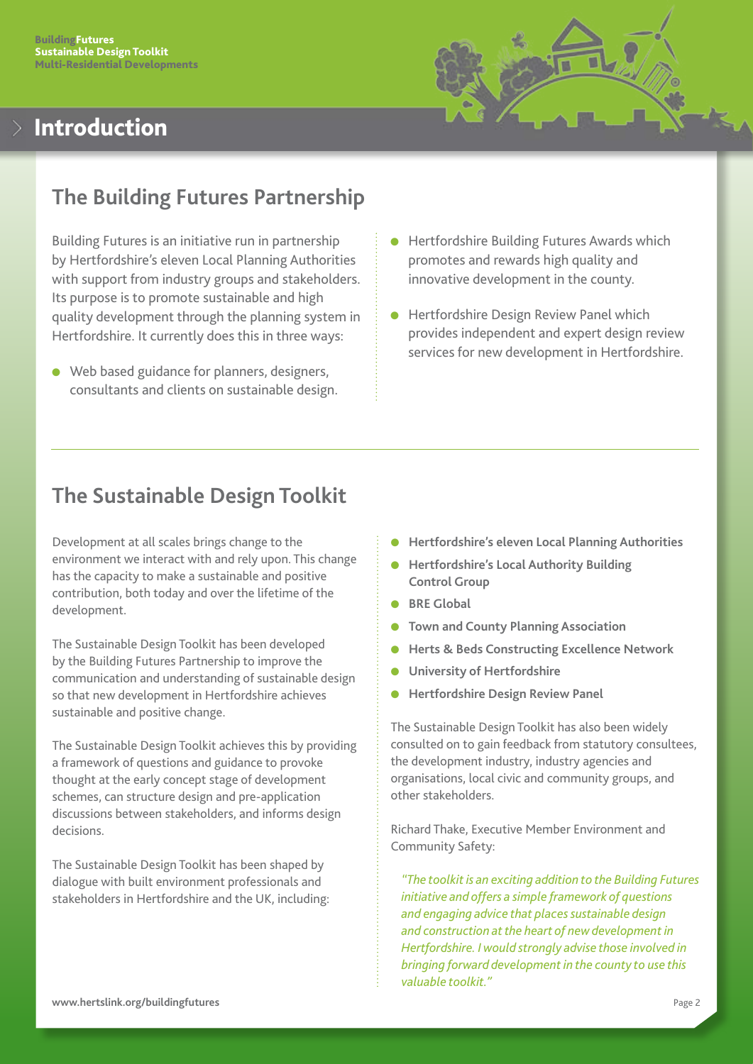# Introduction

## The Building Futures Partnership

Building Futures is an initiative run in partnership by Hertfordshire's eleven Local Planning Authorities with support from industry groups and stakeholders. Its purpose is to promote sustainable and high quality development through the planning system in Hertfordshire. It currently does this in three ways:

- Web based guidance for planners, designers, consultants and clients on sustainable design.
- Hertfordshire Building Futures Awards which promotes and rewards high quality and innovative development in the county.
- Hertfordshire Design Review Panel which provides independent and expert design review services for new development in Hertfordshire.

## The Sustainable Design Toolkit

Development at all scales brings change to the environment we interact with and rely upon. This change has the capacity to make a sustainable and positive contribution, both today and over the lifetime of the development.

The Sustainable Design Toolkit has been developed by the Building Futures Partnership to improve the communication and understanding of sustainable design so that new development in Hertfordshire achieves sustainable and positive change.

The Sustainable Design Toolkit achieves this by providing a framework of questions and guidance to provoke thought at the early concept stage of development schemes, can structure design and pre-application discussions between stakeholders, and informs design decisions.

The Sustainable Design Toolkit has been shaped by dialogue with built environment professionals and stakeholders in Hertfordshire and the UK, including:

- **Hertfordshire's eleven Local Planning Authorities**
- **Hertfordshire's Local Authority Building Control Group**
- **BRE Global**
- **Town and County Planning Association**
- **Herts & Beds Constructing Excellence Network**
- **University of Hertfordshire**
- **Hertfordshire Design Review Panel**

The Sustainable Design Toolkit has also been widely consulted on to gain feedback from statutory consultees, the development industry, industry agencies and organisations, local civic and community groups, and other stakeholders.

Richard Thake, Executive Member Environment and Community Safety:

*"The toolkit is an exciting addition to the Building Futures initiative and offers a simple framework of questions and engaging advice that places sustainable design and construction at the heart of new development in Hertfordshire. I would strongly advise those involved in bringing forward development in the county to use this valuable toolkit."*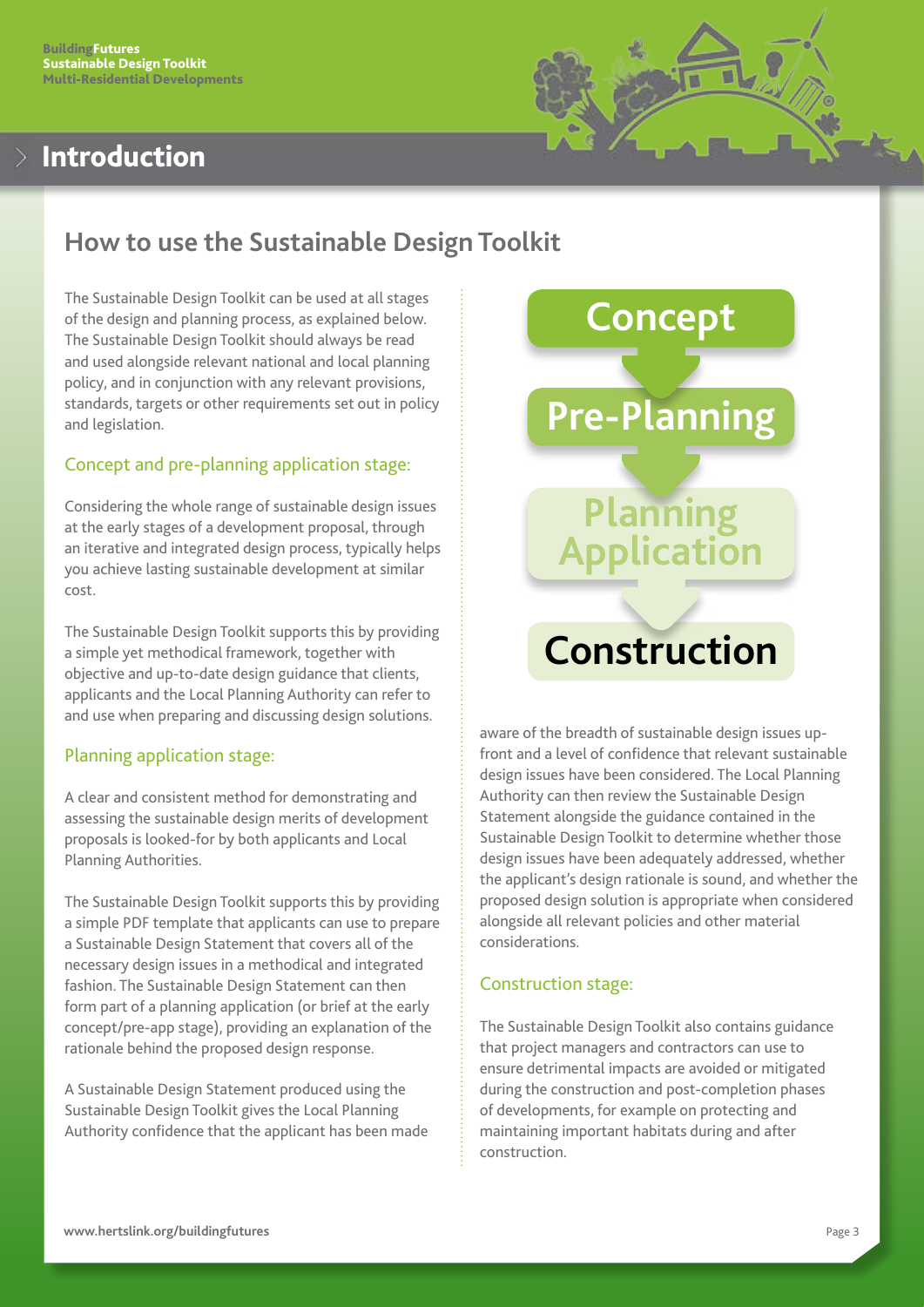# Introduction

## How to use the Sustainable Design Toolkit

The Sustainable Design Toolkit can be used at all stages of the design and planning process, as explained below. The Sustainable Design Toolkit should always be read and used alongside relevant national and local planning policy, and in conjunction with any relevant provisions, standards, targets or other requirements set out in policy and legislation.

### Concept and pre-planning application stage:

Considering the whole range of sustainable design issues at the early stages of a development proposal, through an iterative and integrated design process, typically helps you achieve lasting sustainable development at similar cost.

The Sustainable Design Toolkit supports this by providing a simple yet methodical framework, together with objective and up-to-date design guidance that clients, applicants and the Local Planning Authority can refer to and use when preparing and discussing design solutions.

### Planning application stage:

A clear and consistent method for demonstrating and assessing the sustainable design merits of development proposals is looked-for by both applicants and Local Planning Authorities.

The Sustainable Design Toolkit supports this by providing a simple PDF template that applicants can use to prepare a Sustainable Design Statement that covers all of the necessary design issues in a methodical and integrated fashion. The Sustainable Design Statement can then form part of a planning application (or brief at the early concept/pre-app stage), providing an explanation of the rationale behind the proposed design response.

A Sustainable Design Statement produced using the Sustainable Design Toolkit gives the Local Planning Authority confidence that the applicant has been made aware of the breadth of sustainable design issues up-front and a level of confidence that relevant sustainable design issues have been considered. The Local Planning Authority can then review the Sustainable Design Statement alongside the guidance contained in the Sustainable Design Toolkit to determine whether those design issues have been adequately addressed, whether the applicant's design rationale is sound, and whether the proposed design solution is appropriate when considered alongside all relevant policies and other material considerations.

Concept → Pre-Planning → Planning Application → Construction

### Construction stage:

The Sustainable Design Toolkit also contains guidance that project managers and contractors can use to ensure detrimental impacts are avoided or mitigated during the construction and post-completion phases of developments, for example on protecting and maintaining important habitats during and after construction.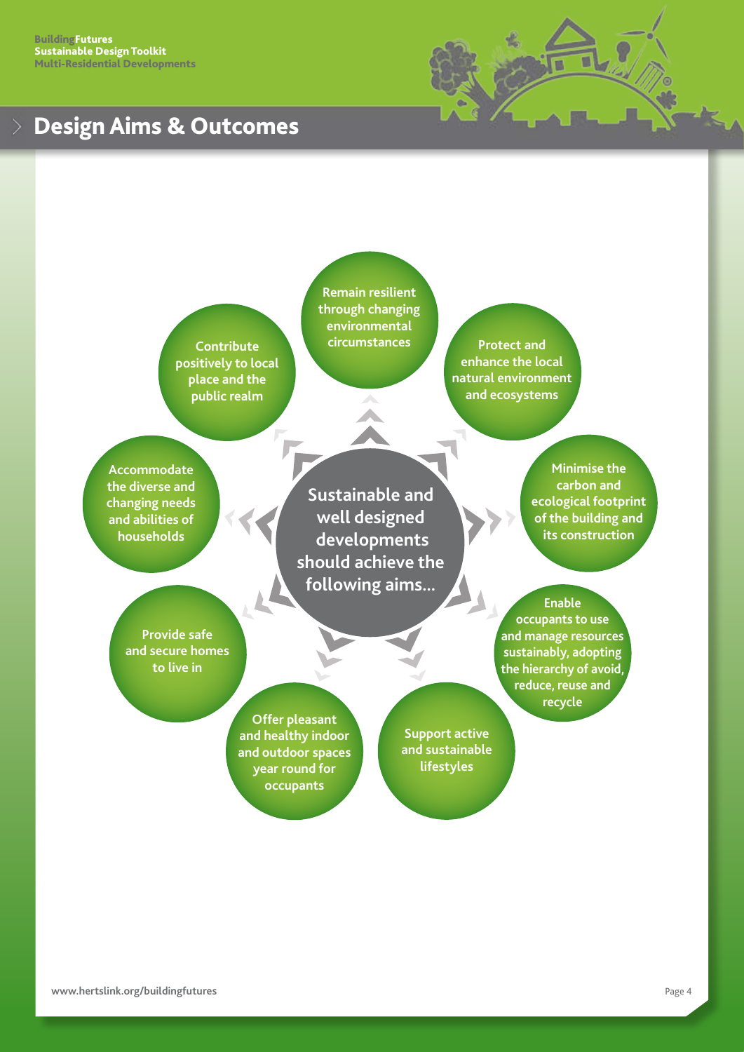# Design Aims & Outcomes

**Sustainable and well designed developments should achieve the following aims...**

- Remain resilient through changing environmental circumstances
- Protect and enhance the local natural environment and ecosystems
- Minimise the carbon and ecological footprint of the building and its construction
- Enable occupants to use and manage resources sustainably, adopting the hierarchy of avoid, reduce, reuse and recycle
- Support active and sustainable lifestyles
- Offer pleasant and healthy indoor and outdoor spaces year round for occupants
- Provide safe and secure homes to live in
- Accommodate the diverse and changing needs and abilities of households
- Contribute positively to local place and the public realm

www.hertslink.org/buildingfutures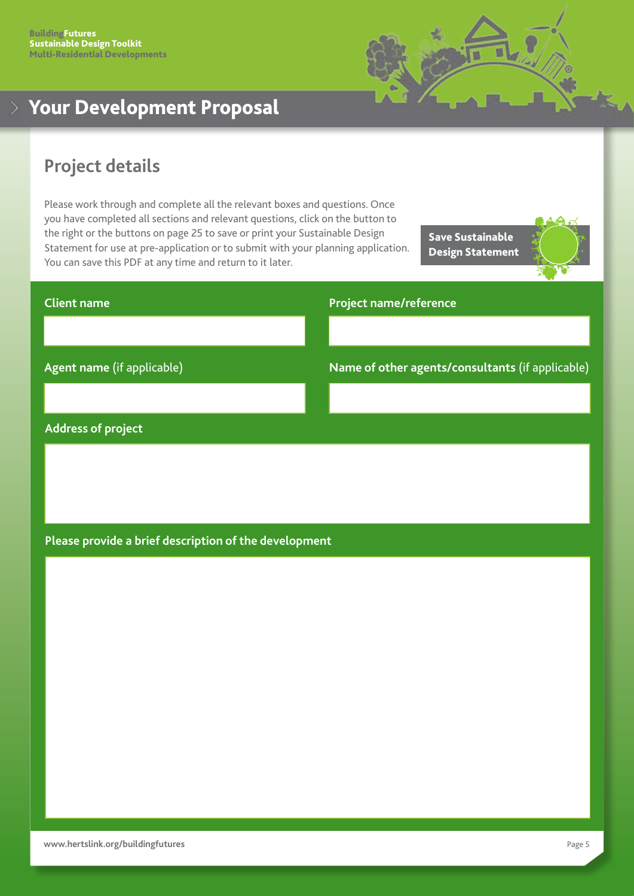# Your Development Proposal

## Project details

Please work through and complete all the relevant boxes and questions. Once you have completed all sections and relevant questions, click on the button to the right or the buttons on page 25 to save or print your Sustainable Design Statement for use at pre-application or to submit with your planning application. You can save this PDF at any time and return to it later.

**Save Sustainable Design Statement**

**Client name**

**Project name/reference**

**Agent name** (if applicable)

**Name of other agents/consultants** (if applicable)

**Address of project**

**Please provide a brief description of the development**

www.hertslink.org/buildingfutures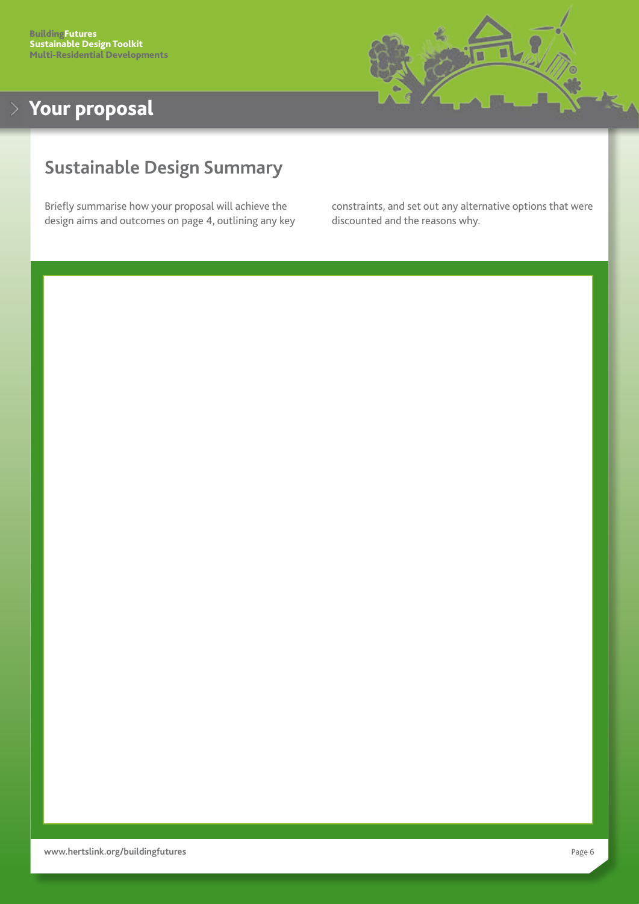# Your proposal

## Sustainable Design Summary

Briefly summarise how your proposal will achieve the design aims and outcomes on page 4, outlining any key constraints, and set out any alternative options that were discounted and the reasons why.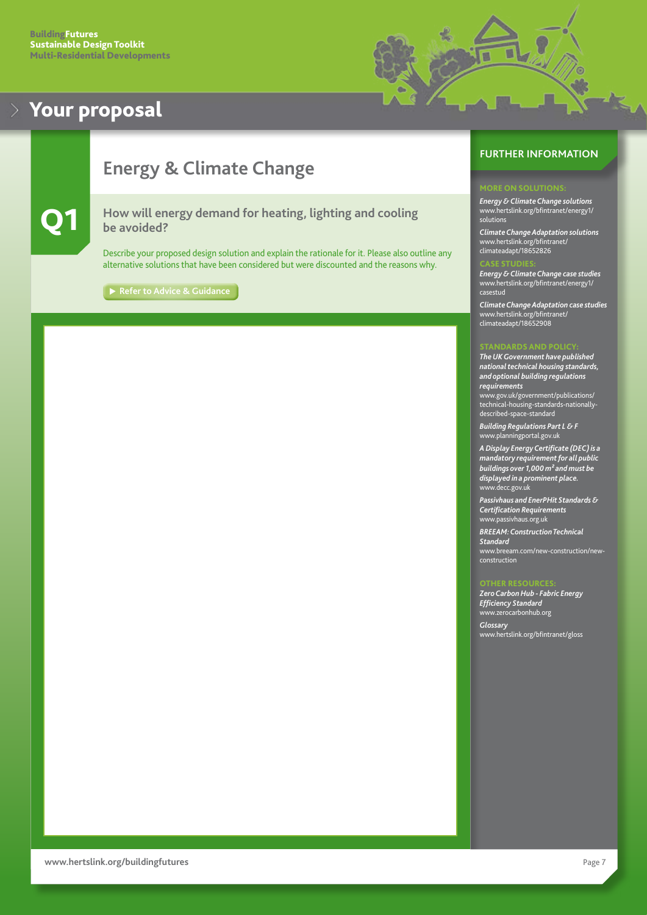BuildingFutures
Sustainable Design Toolkit
Multi-Residential Developments

# Your proposal

## Energy & Climate Change

**Q1**

### How will energy demand for heating, lighting and cooling be avoided?

Describe your proposed design solution and explain the rationale for it. Please also outline any alternative solutions that have been considered but were discounted and the reasons why.

▶ Refer to Advice & Guidance

## FURTHER INFORMATION

### MORE ON SOLUTIONS:

*Energy & Climate Change solutions*
www.hertslink.org/bfintranet/energy1/solutions

*Climate Change Adaptation solutions*
www.hertslink.org/bfintranet/climateadapt/18652826

### CASE STUDIES:

*Energy & Climate Change case studies*
www.hertslink.org/bfintranet/energy1/casestud

*Climate Change Adaptation case studies*
www.hertslink.org/bfintranet/climateadapt/18652908

### STANDARDS AND POLICY:

*The UK Government have published national technical housing standards, and optional building regulations requirements*
www.gov.uk/government/publications/technical-housing-standards-nationally-described-space-standard

*Building Regulations Part L & F*
www.planningportal.gov.uk

*A Display Energy Certificate (DEC) is a mandatory requirement for all public buildings over 1,000 m² and must be displayed in a prominent place.*
www.decc.gov.uk

*Passivhaus and EnerPHit Standards & Certification Requirements*
www.passivhaus.org.uk

*BREEAM: Construction Technical Standard*
www.breeam.com/new-construction/new-construction

### OTHER RESOURCES:

*Zero Carbon Hub - Fabric Energy Efficiency Standard*
www.zerocarbonhub.org

*Glossary*
www.hertslink.org/bfintranet/gloss

www.hertslink.org/buildingfutures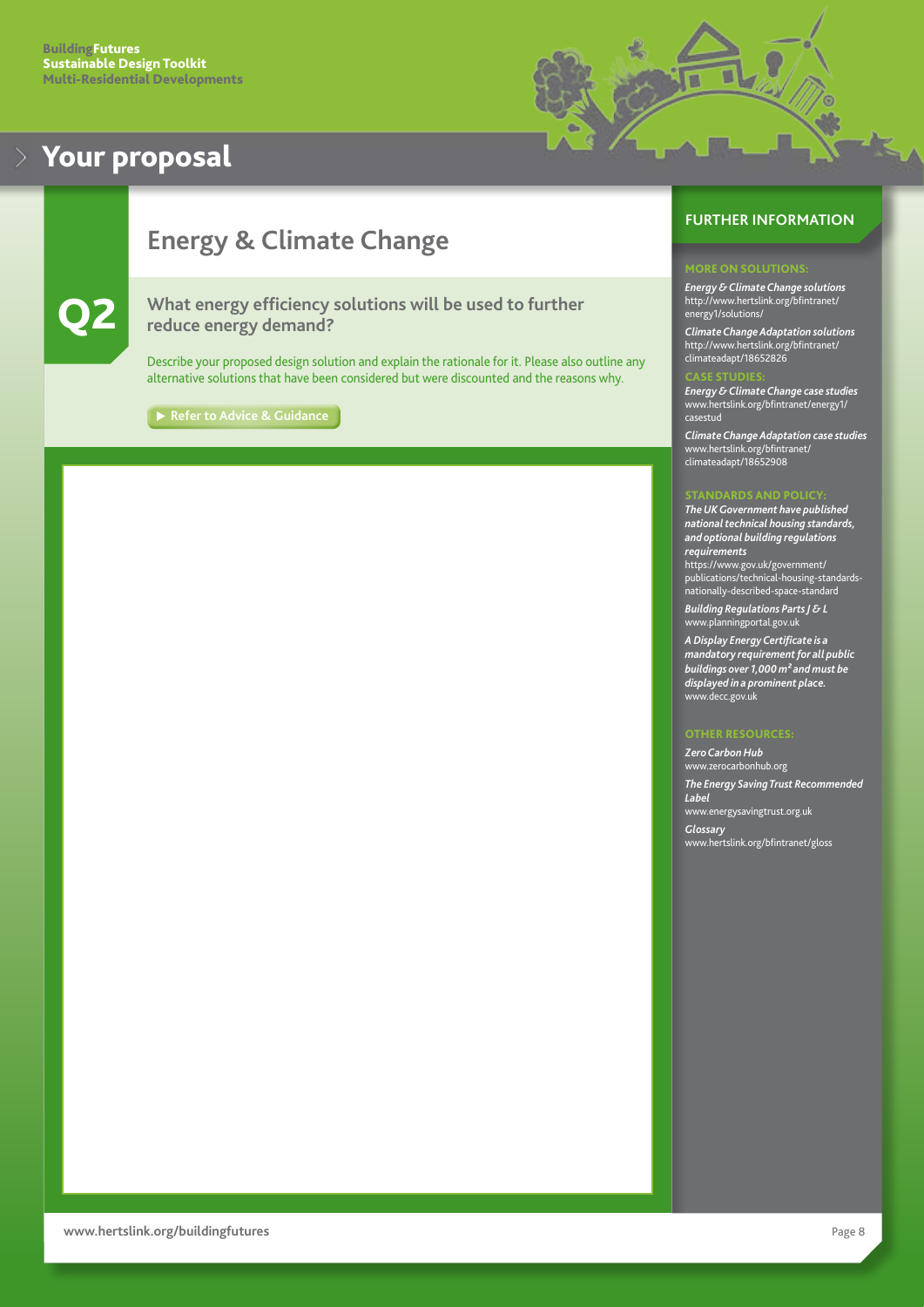# Your proposal

## Energy & Climate Change

**Q2**

### What energy efficiency solutions will be used to further reduce energy demand?

Describe your proposed design solution and explain the rationale for it. Please also outline any alternative solutions that have been considered but were discounted and the reasons why.

▶ Refer to Advice & Guidance

## FURTHER INFORMATION

### MORE ON SOLUTIONS:

***Energy & Climate Change solutions***
http://www.hertslink.org/bfintranet/energy1/solutions/

***Climate Change Adaptation solutions***
http://www.hertslink.org/bfintranet/climateadapt/18652826

### CASE STUDIES:

***Energy & Climate Change case studies***
www.hertslink.org/bfintranet/energy1/casestud

***Climate Change Adaptation case studies***
www.hertslink.org/bfintranet/climateadapt/18652908

### STANDARDS AND POLICY:

***The UK Government have published national technical housing standards, and optional building regulations requirements***
https://www.gov.uk/government/publications/technical-housing-standards-nationally-described-space-standard

***Building Regulations Parts J & L***
www.planningportal.gov.uk

***A Display Energy Certificate is a mandatory requirement for all public buildings over 1,000 m² and must be displayed in a prominent place.***
www.decc.gov.uk

### OTHER RESOURCES:

***Zero Carbon Hub***
www.zerocarbonhub.org

***The Energy Saving Trust Recommended Label***
www.energysavingtrust.org.uk

***Glossary***
www.hertslink.org/bfintranet/gloss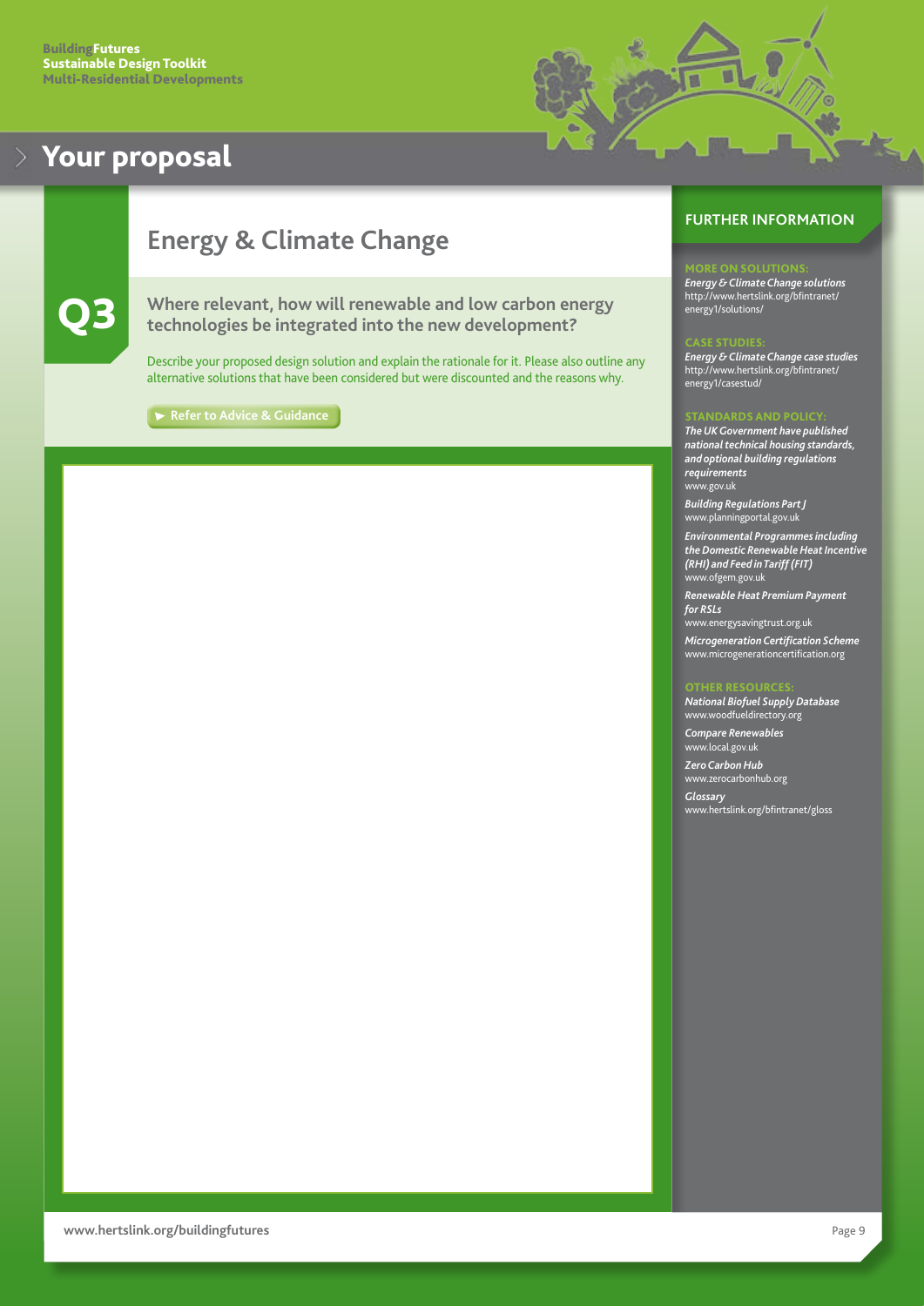# Your proposal

## Energy & Climate Change

### Q3

**Where relevant, how will renewable and low carbon energy technologies be integrated into the new development?**

Describe your proposed design solution and explain the rationale for it. Please also outline any alternative solutions that have been considered but were discounted and the reasons why.

► Refer to Advice & Guidance

## FURTHER INFORMATION

**MORE ON SOLUTIONS:**

*Energy & Climate Change solutions*
http://www.hertslink.org/bfintranet/energy1/solutions/

**CASE STUDIES:**

*Energy & Climate Change case studies*
http://www.hertslink.org/bfintranet/energy1/casestud/

**STANDARDS AND POLICY:**

*The UK Government have published national technical housing standards, and optional building regulations requirements*
www.gov.uk

*Building Regulations Part J*
www.planningportal.gov.uk

*Environmental Programmes including the Domestic Renewable Heat Incentive (RHI) and Feed in Tariff (FIT)*
www.ofgem.gov.uk

*Renewable Heat Premium Payment for RSLs*
www.energysavingtrust.org.uk

*Microgeneration Certification Scheme*
www.microgenerationcertification.org

**OTHER RESOURCES:**

*National Biofuel Supply Database*
www.woodfueldirectory.org

*Compare Renewables*
www.local.gov.uk

*Zero Carbon Hub*
www.zerocarbonhub.org

*Glossary*
www.hertslink.org/bfintranet/gloss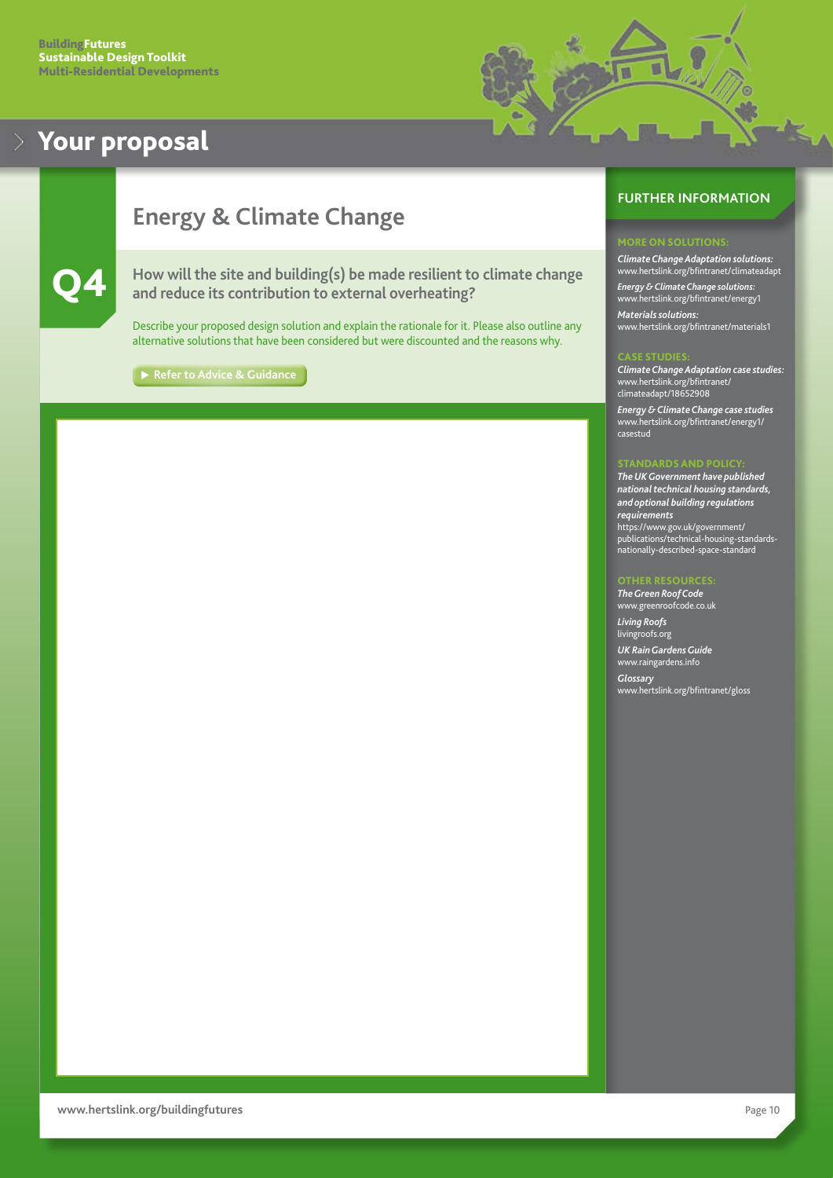# Your proposal

## Energy & Climate Change

### Q4

**How will the site and building(s) be made resilient to climate change and reduce its contribution to external overheating?**

Describe your proposed design solution and explain the rationale for it. Please also outline any alternative solutions that have been considered but were discounted and the reasons why.

▶ Refer to Advice & Guidance

## FURTHER INFORMATION

### MORE ON SOLUTIONS:

*Climate Change Adaptation solutions:*
www.hertslink.org/bfintranet/climateadapt

*Energy & Climate Change solutions:*
www.hertslink.org/bfintranet/energy1

*Materials solutions:*
www.hertslink.org/bfintranet/materials1

### CASE STUDIES:

*Climate Change Adaptation case studies:*
www.hertslink.org/bfintranet/climateadapt/18652908

*Energy & Climate Change case studies*
www.hertslink.org/bfintranet/energy1/casestud

### STANDARDS AND POLICY:

*The UK Government have published national technical housing standards, and optional building regulations requirements*
https://www.gov.uk/government/publications/technical-housing-standards-nationally-described-space-standard

### OTHER RESOURCES:

*The Green Roof Code*
www.greenroofcode.co.uk

*Living Roofs*
livingroofs.org

*UK Rain Gardens Guide*
www.raingardens.info

*Glossary*
www.hertslink.org/bfintranet/gloss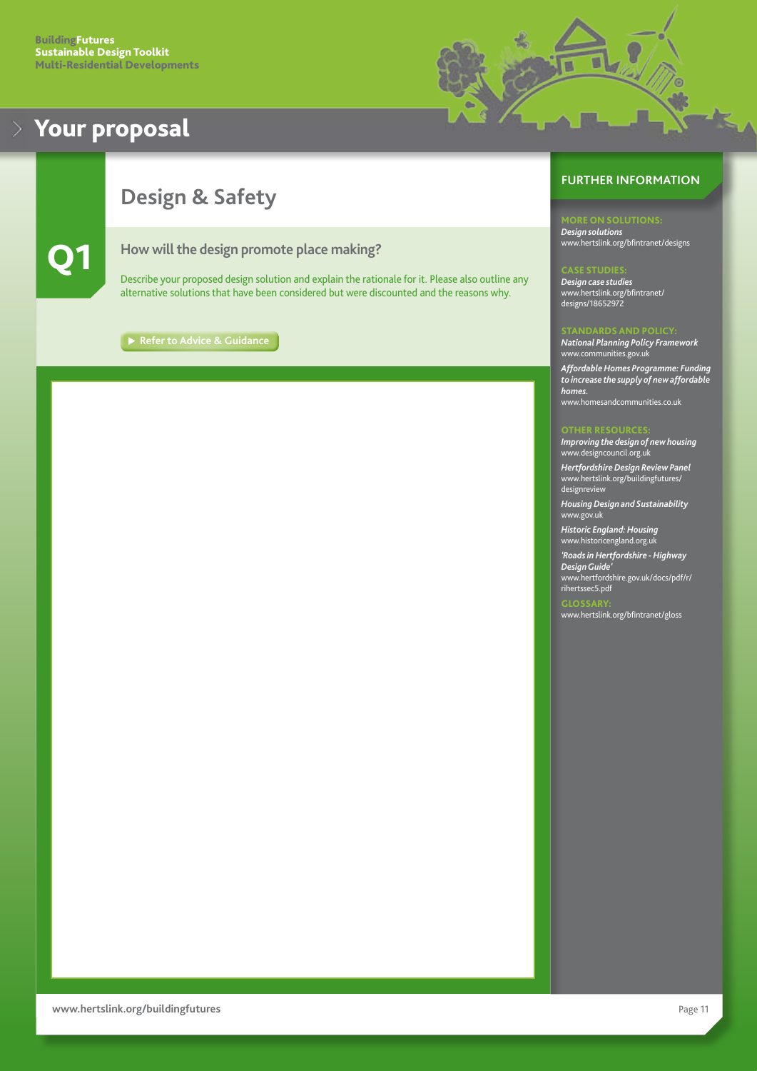# Your proposal

## Design & Safety

### Q1

**How will the design promote place making?**

Describe your proposed design solution and explain the rationale for it. Please also outline any alternative solutions that have been considered but were discounted and the reasons why.

▶ Refer to Advice & Guidance

## FURTHER INFORMATION

**MORE ON SOLUTIONS:**

*Design solutions*
www.hertslink.org/bfintranet/designs

**CASE STUDIES:**

*Design case studies*
www.hertslink.org/bfintranet/designs/18652972

**STANDARDS AND POLICY:**

*National Planning Policy Framework*
www.communities.gov.uk

*Affordable Homes Programme: Funding to increase the supply of new affordable homes.*
www.homesandcommunities.co.uk

**OTHER RESOURCES:**

*Improving the design of new housing*
www.designcouncil.org.uk

*Hertfordshire Design Review Panel*
www.hertslink.org/buildingfutures/designreview

*Housing Design and Sustainability*
www.gov.uk

*Historic England: Housing*
www.historicengland.org.uk

*'Roads in Hertfordshire - Highway Design Guide'*
www.hertfordshire.gov.uk/docs/pdf/r/rihertssec5.pdf

**GLOSSARY:**

www.hertslink.org/bfintranet/gloss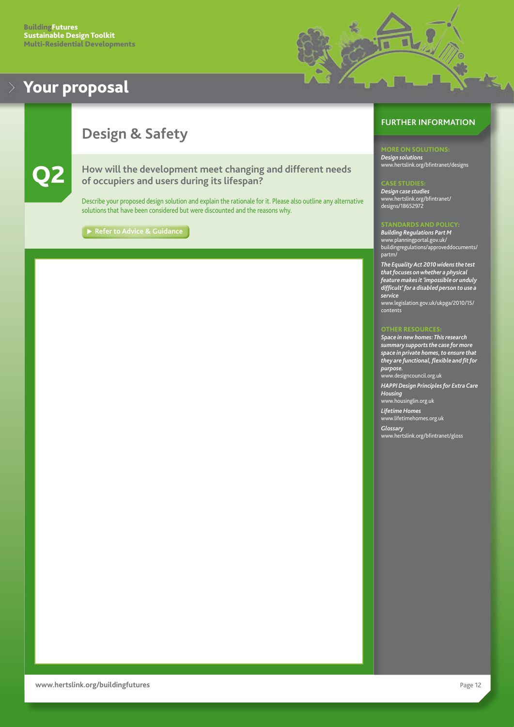# Your proposal

## Design & Safety

### Q2

**How will the development meet changing and different needs of occupiers and users during its lifespan?**

Describe your proposed design solution and explain the rationale for it. Please also outline any alternative solutions that have been considered but were discounted and the reasons why.

▶ Refer to Advice & Guidance

## FURTHER INFORMATION

**MORE ON SOLUTIONS:**

*Design solutions*
www.hertslink.org/bfintranet/designs

**CASE STUDIES:**

*Design case studies*
www.hertslink.org/bfintranet/designs/18652972

**STANDARDS AND POLICY:**

*Building Regulations Part M*
www.planningportal.gov.uk/buildingregulations/approveddocuments/partm/

*The Equality Act 2010 widens the test that focuses on whether a physical feature makes it 'impossible or unduly difficult' for a disabled person to use a service*
www.legislation.gov.uk/ukpga/2010/15/contents

**OTHER RESOURCES:**

*Space in new homes: This research summary supports the case for more space in private homes, to ensure that they are functional, flexible and fit for purpose.*
www.designcouncil.org.uk

*HAPPI Design Principles for Extra Care Housing*
www.housinglin.org.uk

*Lifetime Homes*
www.lifetimehomes.org.uk

*Glossary*
www.hertslink.org/bfintranet/gloss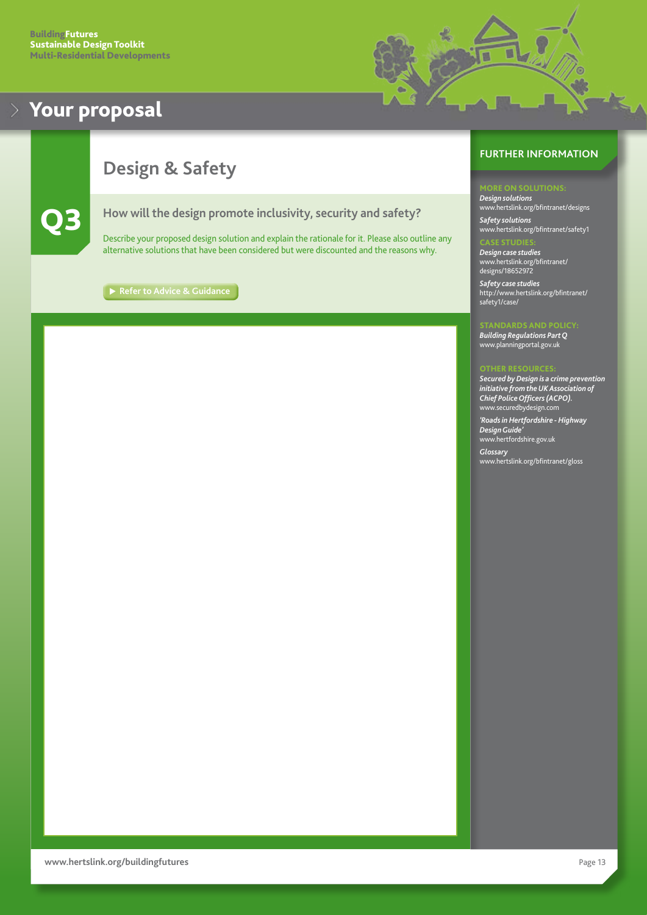# Your proposal

## Design & Safety

### Q3

**How will the design promote inclusivity, security and safety?**

Describe your proposed design solution and explain the rationale for it. Please also outline any alternative solutions that have been considered but were discounted and the reasons why.

▶ Refer to Advice & Guidance

## FURTHER INFORMATION

**MORE ON SOLUTIONS:**

***Design solutions***
www.hertslink.org/bfintranet/designs

***Safety solutions***
www.hertslink.org/bfintranet/safety1

**CASE STUDIES:**

***Design case studies***
www.hertslink.org/bfintranet/designs/18652972

***Safety case studies***
http://www.hertslink.org/bfintranet/safety1/case/

**STANDARDS AND POLICY:**

***Building Regulations Part Q***
www.planningportal.gov.uk

**OTHER RESOURCES:**

***Secured by Design is a crime prevention initiative from the UK Association of Chief Police Officers (ACPO).***
www.securedbydesign.com

***'Roads in Hertfordshire - Highway Design Guide'***
www.hertfordshire.gov.uk

***Glossary***
www.hertslink.org/bfintranet/gloss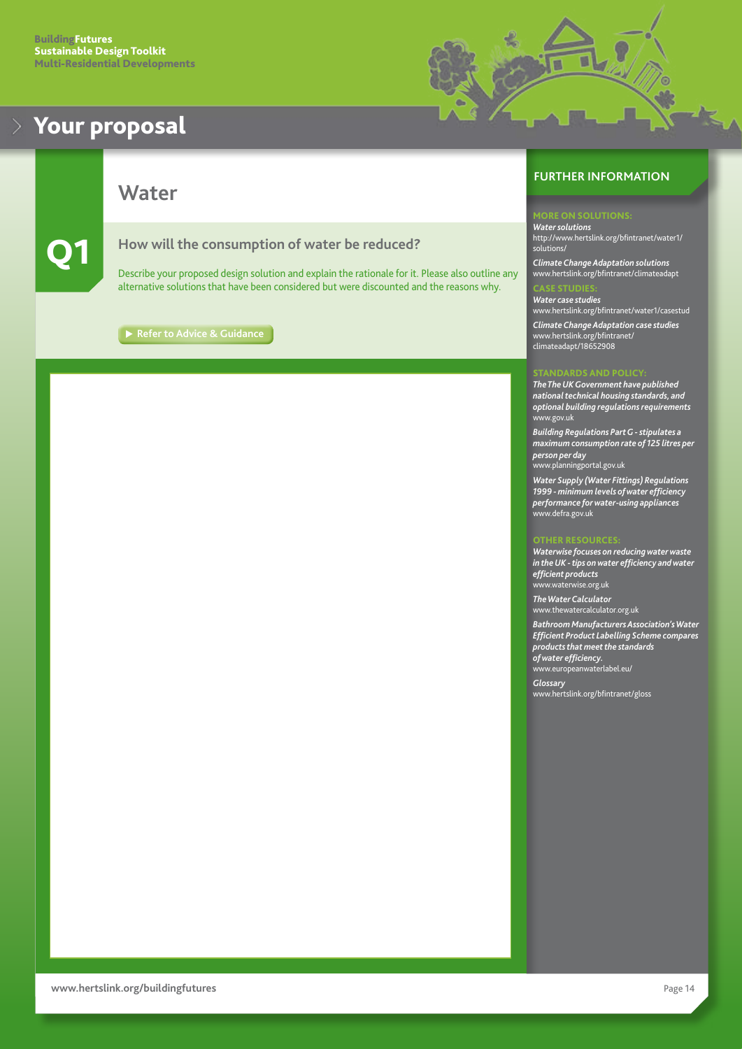# Your proposal

## Water

## Q1

### How will the consumption of water be reduced?

Describe your proposed design solution and explain the rationale for it. Please also outline any alternative solutions that have been considered but were discounted and the reasons why.

▶ Refer to Advice & Guidance

## FURTHER INFORMATION

### MORE ON SOLUTIONS:

*Water solutions*
http://www.hertslink.org/bfintranet/water1/solutions/

*Climate Change Adaptation solutions*
www.hertslink.org/bfintranet/climateadapt

### CASE STUDIES:

*Water case studies*
www.hertslink.org/bfintranet/water1/casestud

*Climate Change Adaptation case studies*
www.hertslink.org/bfintranet/climateadapt/18652908

### STANDARDS AND POLICY:

*The The UK Government have published national technical housing standards, and optional building regulations requirements*
www.gov.uk

*Building Regulations Part G - stipulates a maximum consumption rate of 125 litres per person per day*
www.planningportal.gov.uk

*Water Supply (Water Fittings) Regulations 1999 - minimum levels of water efficiency performance for water-using appliances*
www.defra.gov.uk

### OTHER RESOURCES:

*Waterwise focuses on reducing water waste in the UK - tips on water efficiency and water efficient products*
www.waterwise.org.uk

*The Water Calculator*
www.thewatercalculator.org.uk

*Bathroom Manufacturers Association's Water Efficient Product Labelling Scheme compares products that meet the standards of water efficiency.*
www.europeanwaterlabel.eu/

*Glossary*
www.hertslink.org/bfintranet/gloss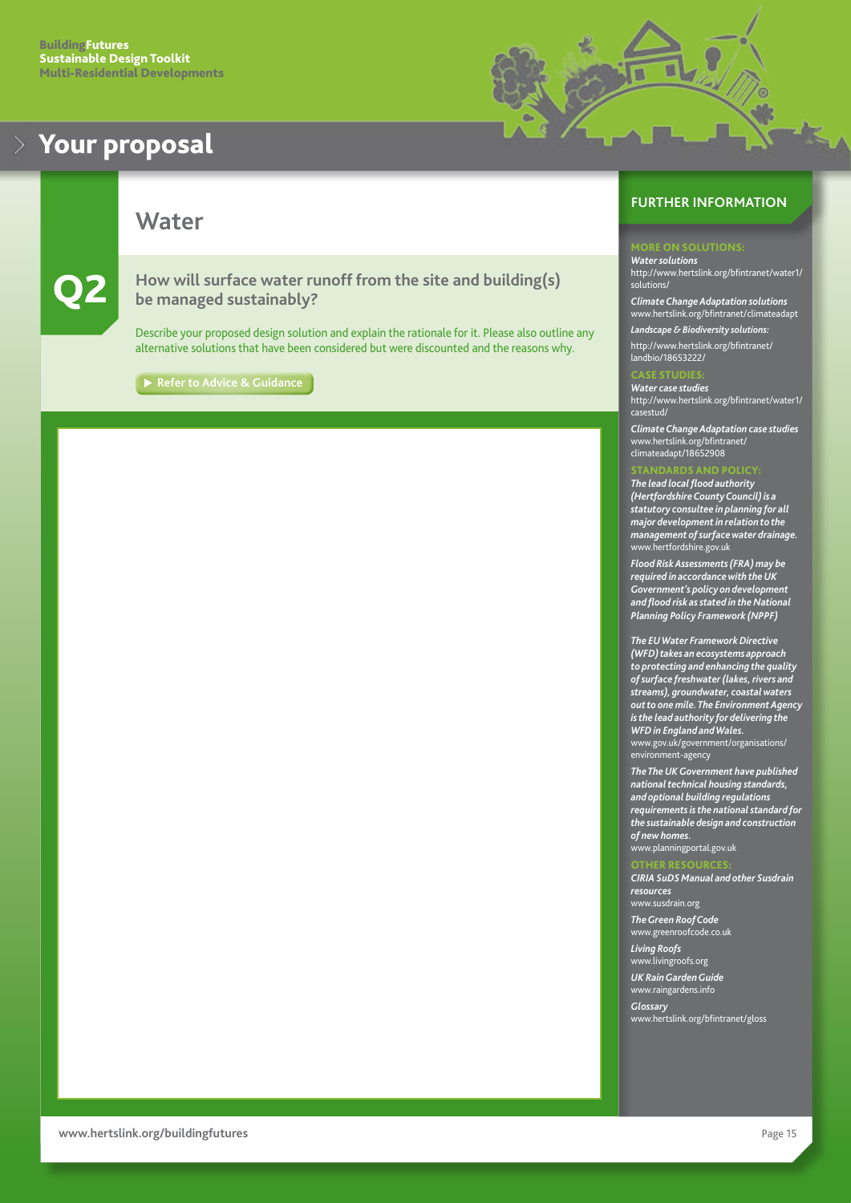# Your proposal

## Water

**Q2**

### How will surface water runoff from the site and building(s) be managed sustainably?

Describe your proposed design solution and explain the rationale for it. Please also outline any alternative solutions that have been considered but were discounted and the reasons why.

▶ Refer to Advice & Guidance

## FURTHER INFORMATION

**MORE ON SOLUTIONS:**

*Water solutions*
http://www.hertslink.org/bfintranet/water1/solutions/

*Climate Change Adaptation solutions*
www.hertslink.org/bfintranet/climateadapt

*Landscape & Biodiversity solutions:*
http://www.hertslink.org/bfintranet/landbio/18653222/

**CASE STUDIES:**

*Water case studies*
http://www.hertslink.org/bfintranet/water1/casestud/

*Climate Change Adaptation case studies*
www.hertslink.org/bfintranet/climateadapt/18652908

**STANDARDS AND POLICY:**

*The lead local flood authority (Hertfordshire County Council) is a statutory consultee in planning for all major development in relation to the management of surface water drainage.*
www.hertfordshire.gov.uk

*Flood Risk Assessments (FRA) may be required in accordance with the UK Government's policy on development and flood risk as stated in the National Planning Policy Framework (NPPF)*

*The EU Water Framework Directive (WFD) takes an ecosystems approach to protecting and enhancing the quality of surface freshwater (lakes, rivers and streams), groundwater, coastal waters out to one mile. The Environment Agency is the lead authority for delivering the WFD in England and Wales.*
www.gov.uk/government/organisations/environment-agency

*The The UK Government have published national technical housing standards, and optional building regulations requirements is the national standard for the sustainable design and construction of new homes.*
www.planningportal.gov.uk

**OTHER RESOURCES:**

*CIRIA SuDS Manual and other Susdrain resources*
www.susdrain.org

*The Green Roof Code*
www.greenroofcode.co.uk

*Living Roofs*
www.livingroofs.org

*UK Rain Garden Guide*
www.raingardens.info

*Glossary*
www.hertslink.org/bfintranet/gloss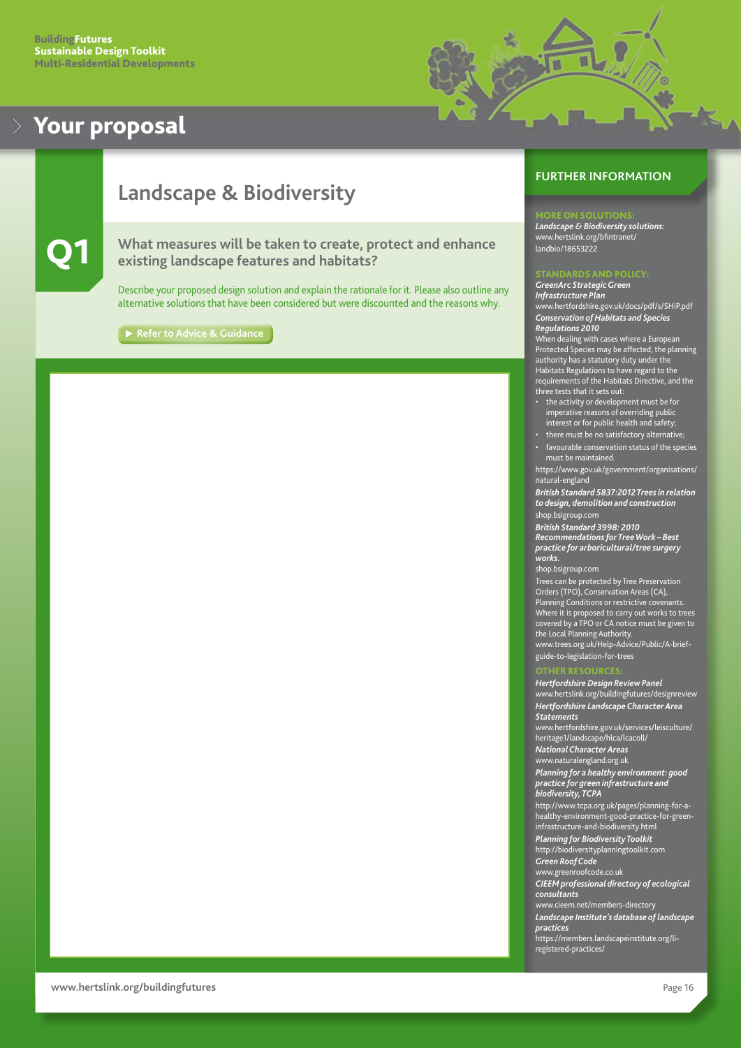# Your proposal

## Landscape & Biodiversity

**Q1**

### What measures will be taken to create, protect and enhance existing landscape features and habitats?

Describe your proposed design solution and explain the rationale for it. Please also outline any alternative solutions that have been considered but were discounted and the reasons why.

▶ Refer to Advice & Guidance

## FURTHER INFORMATION

### MORE ON SOLUTIONS:

***Landscape & Biodiversity solutions:***
www.hertslink.org/bfintranet/landbio/18653222

### STANDARDS AND POLICY:

***GreenArc Strategic Green Infrastructure Plan***
www.hertfordshire.gov.uk/docs/pdf/s/SHiP.pdf

***Conservation of Habitats and Species Regulations 2010***
When dealing with cases where a European Protected Species may be affected, the planning authority has a statutory duty under the Habitats Regulations to have regard to the requirements of the Habitats Directive, and the three tests that it sets out:

- the activity or development must be for imperative reasons of overriding public interest or for public health and safety;
- there must be no satisfactory alternative;
- favourable conservation status of the species must be maintained.

https://www.gov.uk/government/organisations/natural-england

***British Standard 5837:2012 Trees in relation to design, demolition and construction***
shop.bsigroup.com

***British Standard 3998: 2010 Recommendations for Tree Work – Best practice for arboricultural/tree surgery works.***
shop.bsigroup.com

Trees can be protected by Tree Preservation Orders (TPO), Conservation Areas (CA), Planning Conditions or restrictive covenants. Where it is proposed to carry out works to trees covered by a TPO or CA notice must be given to the Local Planning Authority.
www.trees.org.uk/Help-Advice/Public/A-brief-guide-to-legislation-for-trees

### OTHER RESOURCES:

***Hertfordshire Design Review Panel***
www.hertslink.org/buildingfutures/designreview

***Hertfordshire Landscape Character Area Statements***
www.hertfordshire.gov.uk/services/leisculture/heritage1/landscape/hlca/lcacoll/

***National Character Areas***
www.naturalengland.org.uk

***Planning for a healthy environment: good practice for green infrastructure and biodiversity, TCPA***
http://www.tcpa.org.uk/pages/planning-for-a-healthy-environment-good-practice-for-green-infrastructure-and-biodiversity.html

***Planning for Biodiversity Toolkit***
http://biodiversityplanningtoolkit.com

***Green Roof Code***
www.greenroofcode.co.uk

***CIEEM professional directory of ecological consultants***
www.cieem.net/members-directory

***Landscape Institute's database of landscape practices***
https://members.landscapeinstitute.org/li-registered-practices/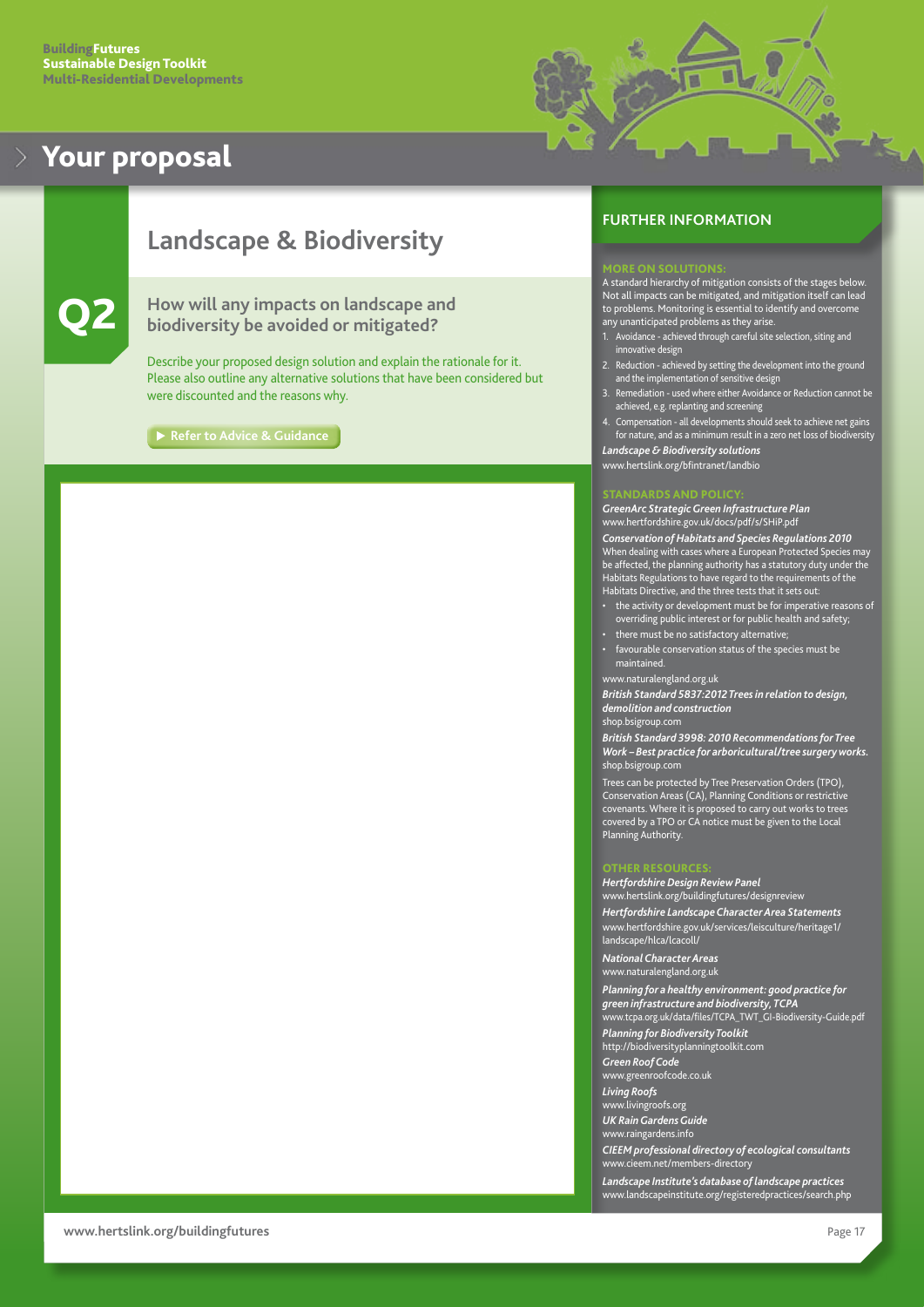# Your proposal

## Landscape & Biodiversity

### Q2

### How will any impacts on landscape and biodiversity be avoided or mitigated?

Describe your proposed design solution and explain the rationale for it. Please also outline any alternative solutions that have been considered but were discounted and the reasons why.

▶ Refer to Advice & Guidance

## FURTHER INFORMATION

### MORE ON SOLUTIONS:

A standard hierarchy of mitigation consists of the stages below. Not all impacts can be mitigated, and mitigation itself can lead to problems. Monitoring is essential to identify and overcome any unanticipated problems as they arise.

1. Avoidance - achieved through careful site selection, siting and innovative design
2. Reduction - achieved by setting the development into the ground and the implementation of sensitive design
3. Remediation - used where either Avoidance or Reduction cannot be achieved, e.g. replanting and screening
4. Compensation - all developments should seek to achieve net gains for nature, and as a minimum result in a zero net loss of biodiversity

***Landscape & Biodiversity solutions***
www.hertslink.org/bfintranet/landbio

### STANDARDS AND POLICY:

***GreenArc Strategic Green Infrastructure Plan***
www.hertfordshire.gov.uk/docs/pdf/s/SHiP.pdf

***Conservation of Habitats and Species Regulations 2010***
When dealing with cases where a European Protected Species may be affected, the planning authority has a statutory duty under the Habitats Regulations to have regard to the requirements of the Habitats Directive, and the three tests that it sets out:

- the activity or development must be for imperative reasons of overriding public interest or for public health and safety;
- there must be no satisfactory alternative;
- favourable conservation status of the species must be maintained.

www.naturalengland.org.uk

***British Standard 5837:2012 Trees in relation to design, demolition and construction***
shop.bsigroup.com

***British Standard 3998: 2010 Recommendations for Tree Work – Best practice for arboricultural/tree surgery works.***
shop.bsigroup.com

Trees can be protected by Tree Preservation Orders (TPO), Conservation Areas (CA), Planning Conditions or restrictive covenants. Where it is proposed to carry out works to trees covered by a TPO or CA notice must be given to the Local Planning Authority.

### OTHER RESOURCES:

***Hertfordshire Design Review Panel***
www.hertslink.org/buildingfutures/designreview

***Hertfordshire Landscape Character Area Statements***
www.hertfordshire.gov.uk/services/leisculture/heritage1/landscape/hlca/lcacoll/

***National Character Areas***
www.naturalengland.org.uk

***Planning for a healthy environment: good practice for green infrastructure and biodiversity, TCPA***
www.tcpa.org.uk/data/files/TCPA_TWT_GI-Biodiversity-Guide.pdf

***Planning for Biodiversity Toolkit***
http://biodiversityplanningtoolkit.com

***Green Roof Code***
www.greenroofcode.co.uk

***Living Roofs***
www.livingroofs.org

***UK Rain Gardens Guide***
www.raingardens.info

***CIEEM professional directory of ecological consultants***
www.cieem.net/members-directory

***Landscape Institute's database of landscape practices***
www.landscapeinstitute.org/registeredpractices/search.php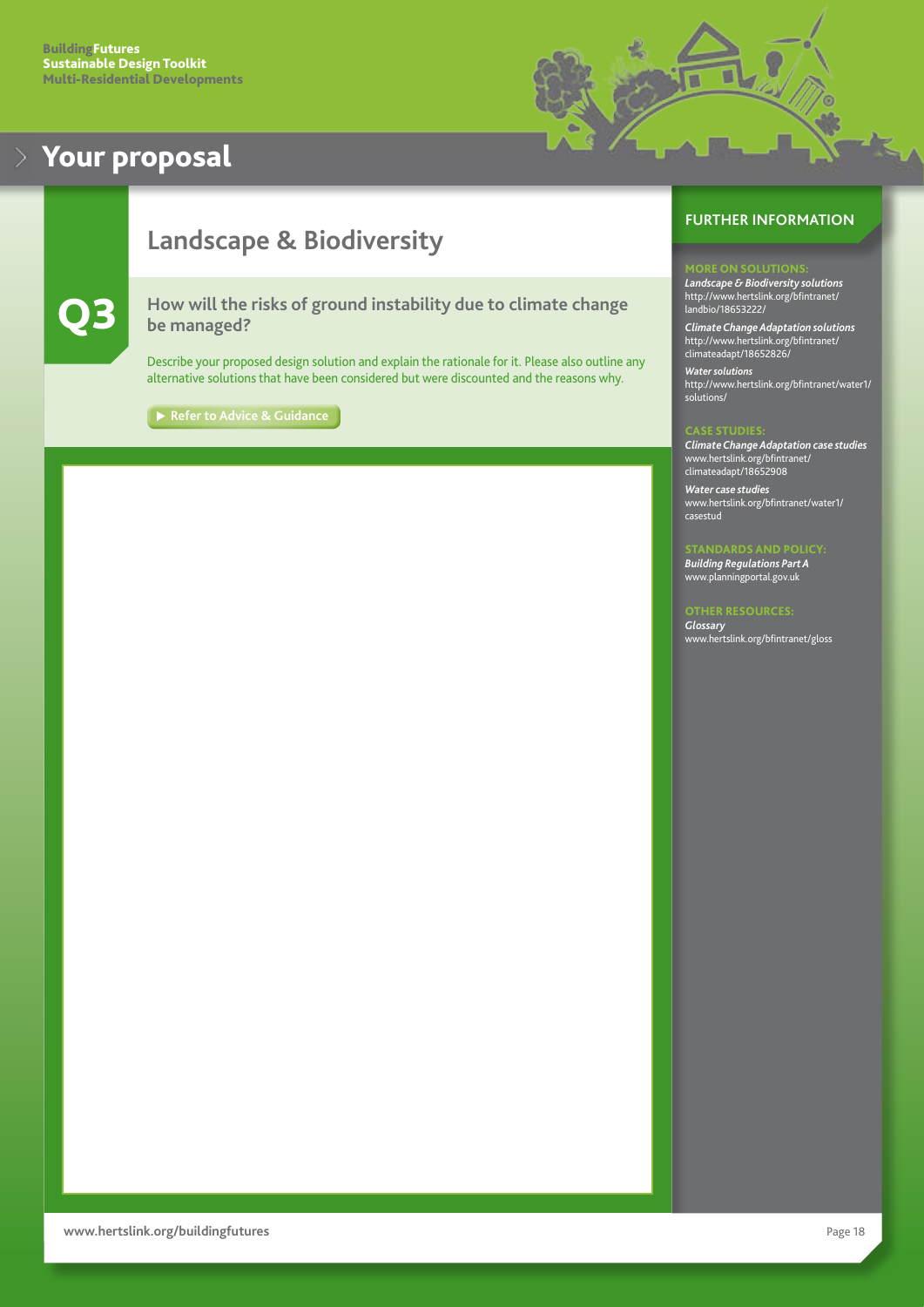# Your proposal

## Landscape & Biodiversity

### Q3

**How will the risks of ground instability due to climate change be managed?**

Describe your proposed design solution and explain the rationale for it. Please also outline any alternative solutions that have been considered but were discounted and the reasons why.

▶ Refer to Advice & Guidance

## FURTHER INFORMATION

**MORE ON SOLUTIONS:**

***Landscape & Biodiversity solutions***
http://www.hertslink.org/bfintranet/landbio/18653222/

***Climate Change Adaptation solutions***
http://www.hertslink.org/bfintranet/climateadapt/18652826/

***Water solutions***
http://www.hertslink.org/bfintranet/water1/solutions/

**CASE STUDIES:**

***Climate Change Adaptation case studies***
www.hertslink.org/bfintranet/climateadapt/18652908

***Water case studies***
www.hertslink.org/bfintranet/water1/casestud

**STANDARDS AND POLICY:**

***Building Regulations Part A***
www.planningportal.gov.uk

**OTHER RESOURCES:**

***Glossary***
www.hertslink.org/bfintranet/gloss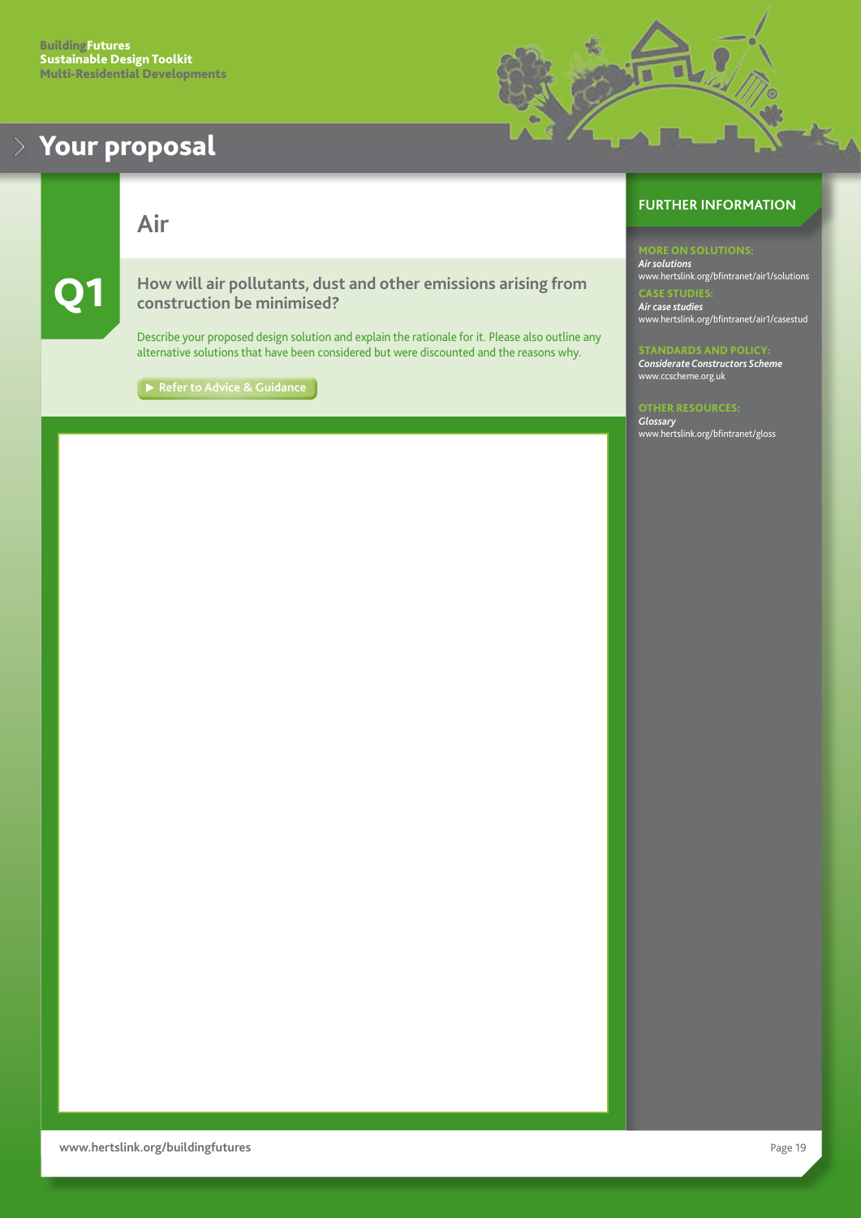# Your proposal

## Air

### Q1

**How will air pollutants, dust and other emissions arising from construction be minimised?**

Describe your proposed design solution and explain the rationale for it. Please also outline any alternative solutions that have been considered but were discounted and the reasons why.

▶ Refer to Advice & Guidance

## FURTHER INFORMATION

**MORE ON SOLUTIONS:**
*Air solutions*
www.hertslink.org/bfintranet/air1/solutions

**CASE STUDIES:**
*Air case studies*
www.hertslink.org/bfintranet/air1/casestud

**STANDARDS AND POLICY:**
*Considerate Constructors Scheme*
www.ccscheme.org.uk

**OTHER RESOURCES:**
*Glossary*
www.hertslink.org/bfintranet/gloss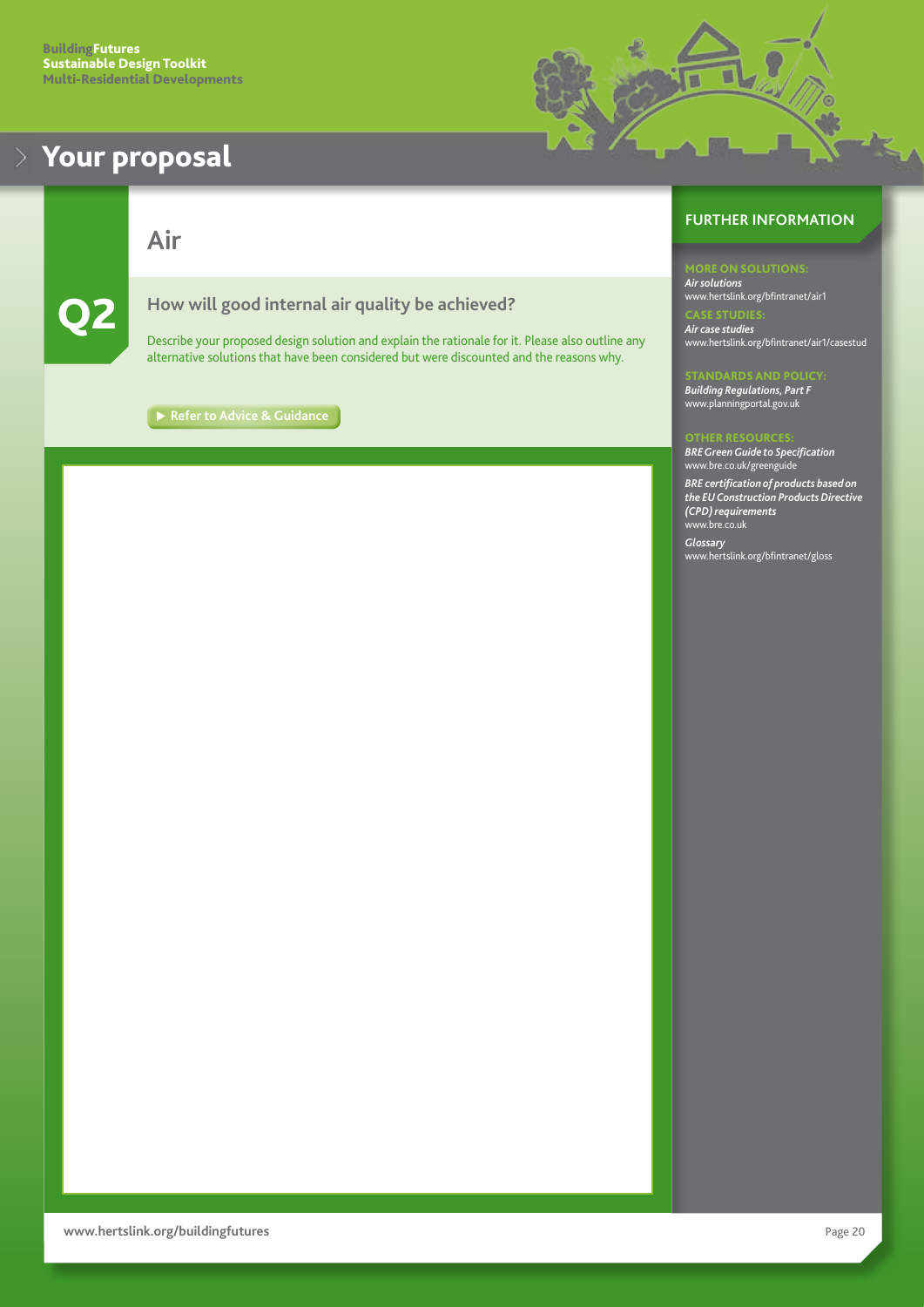# Your proposal

## Air

### Q2

### How will good internal air quality be achieved?

Describe your proposed design solution and explain the rationale for it. Please also outline any alternative solutions that have been considered but were discounted and the reasons why.

▶ Refer to Advice & Guidance

## FURTHER INFORMATION

**MORE ON SOLUTIONS:**
*Air solutions*
www.hertslink.org/bfintranet/air1

**CASE STUDIES:**
*Air case studies*
www.hertslink.org/bfintranet/air1/casestud

**STANDARDS AND POLICY:**
*Building Regulations, Part F*
www.planningportal.gov.uk

**OTHER RESOURCES:**
*BRE Green Guide to Specification*
www.bre.co.uk/greenguide

*BRE certification of products based on the EU Construction Products Directive (CPD) requirements*
www.bre.co.uk

*Glossary*
www.hertslink.org/bfintranet/gloss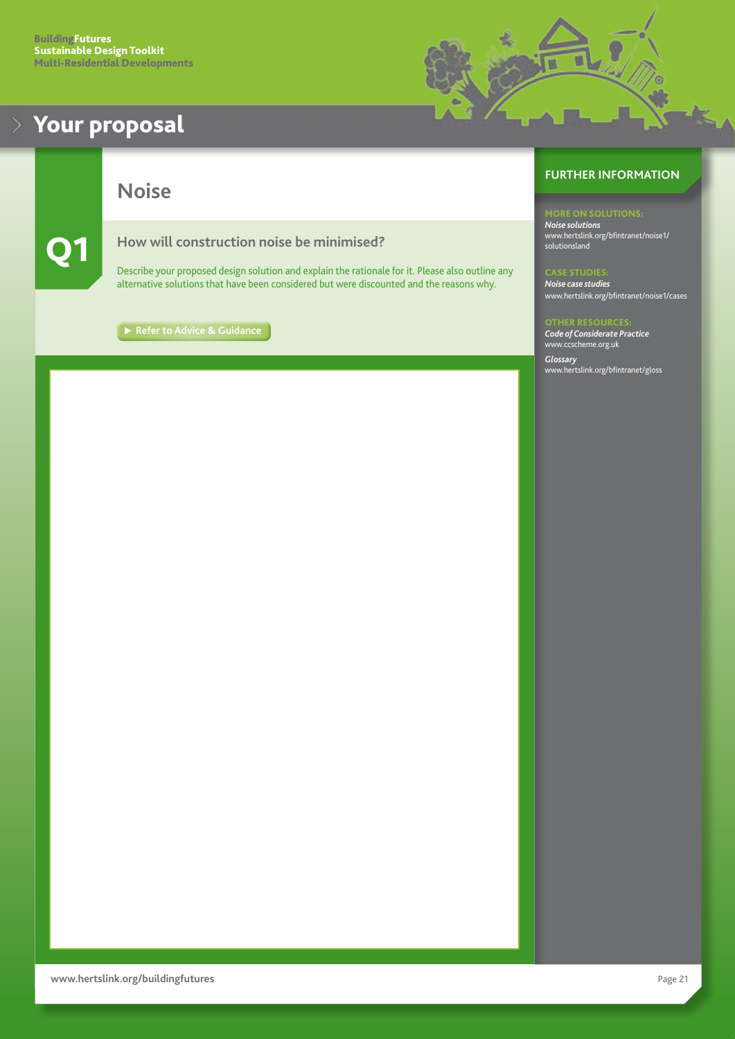# Your proposal

## Noise

### Q1

**How will construction noise be minimised?**

Describe your proposed design solution and explain the rationale for it. Please also outline any alternative solutions that have been considered but were discounted and the reasons why.

▶ Refer to Advice & Guidance

## FURTHER INFORMATION

**MORE ON SOLUTIONS:**

*Noise solutions*
www.hertslink.org/bfintranet/noise1/solutionsland

**CASE STUDIES:**

*Noise case studies*
www.hertslink.org/bfintranet/noise1/cases

**OTHER RESOURCES:**

*Code of Considerate Practice*
www.ccscheme.org.uk

*Glossary*
www.hertslink.org/bfintranet/gloss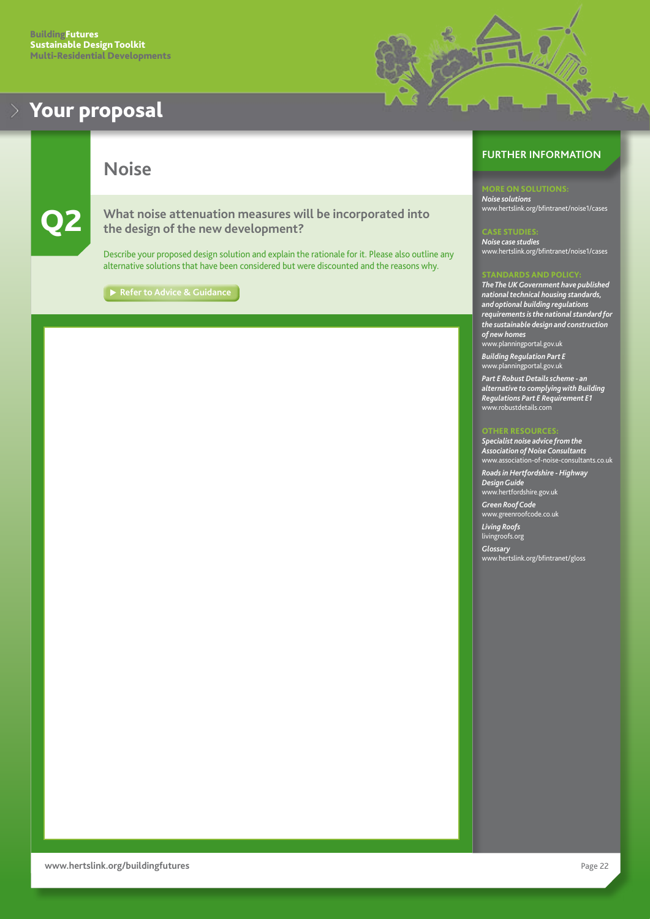# Your proposal

## Noise

### Q2

**What noise attenuation measures will be incorporated into the design of the new development?**

Describe your proposed design solution and explain the rationale for it. Please also outline any alternative solutions that have been considered but were discounted and the reasons why.

▶ Refer to Advice & Guidance

## FURTHER INFORMATION

**MORE ON SOLUTIONS:**

*Noise solutions*
www.hertslink.org/bfintranet/noise1/cases

**CASE STUDIES:**

*Noise case studies*
www.hertslink.org/bfintranet/noise1/cases

**STANDARDS AND POLICY:**

*The The UK Government have published national technical housing standards, and optional building regulations requirements is the national standard for the sustainable design and construction of new homes*
www.planningportal.gov.uk

*Building Regulation Part E*
www.planningportal.gov.uk

*Part E Robust Details scheme - an alternative to complying with Building Regulations Part E Requirement E1*
www.robustdetails.com

**OTHER RESOURCES:**

*Specialist noise advice from the Association of Noise Consultants*
www.association-of-noise-consultants.co.uk

*Roads in Hertfordshire - Highway Design Guide*
www.hertfordshire.gov.uk

*Green Roof Code*
www.greenroofcode.co.uk

*Living Roofs*
livingroofs.org

*Glossary*
www.hertslink.org/bfintranet/gloss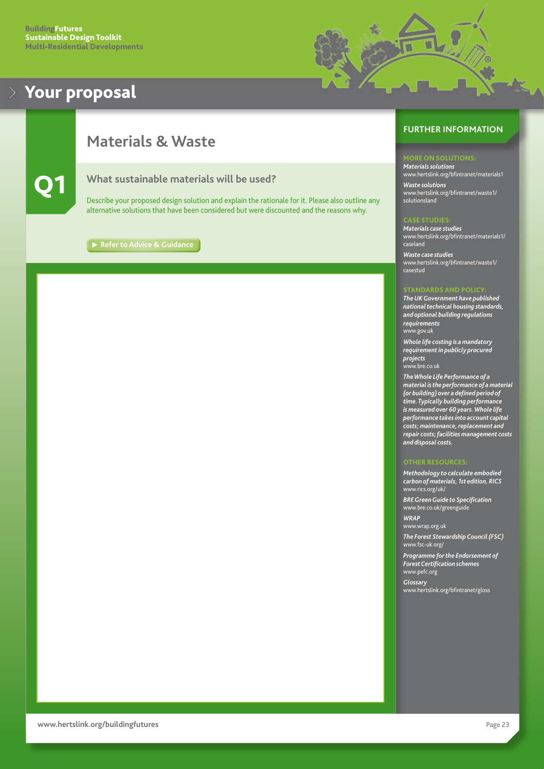# Your proposal

## Materials & Waste

### Q1

### What sustainable materials will be used?

Describe your proposed design solution and explain the rationale for it. Please also outline any alternative solutions that have been considered but were discounted and the reasons why.

▶ Refer to Advice & Guidance

## FURTHER INFORMATION

**MORE ON SOLUTIONS:**

*Materials solutions*
www.hertslink.org/bfintranet/materials1

*Waste solutions*
www.hertslink.org/bfintranet/waste1/solutionsland

**CASE STUDIES:**

*Materials case studies*
www.hertslink.org/bfintranet/materials1/caseland

*Waste case studies*
www.hertslink.org/bfintranet/waste1/casestud

**STANDARDS AND POLICY:**

*The UK Government have published national technical housing standards, and optional building regulations requirements*
www.gov.uk

*Whole life costing is a mandatory requirement in publicly procured projects*
www.bre.co.uk

*The Whole Life Performance of a material is the performance of a material (or building) over a defined period of time. Typically building performance is measured over 60 years. Whole life performance takes into account capital costs; maintenance, replacement and repair costs; facilities management costs and disposal costs.*

**OTHER RESOURCES:**

*Methodology to calculate embodied carbon of materials, 1st edition, RICS*
www.rics.org/uk/

*BRE Green Guide to Specification*
www.bre.co.uk/greenguide

*WRAP*
www.wrap.org.uk

*The Forest Stewardship Council (FSC)*
www.fsc-uk.org/

*Programme for the Endorsement of Forest Certification schemes*
www.pefc.org

*Glossary*
www.hertslink.org/bfintranet/gloss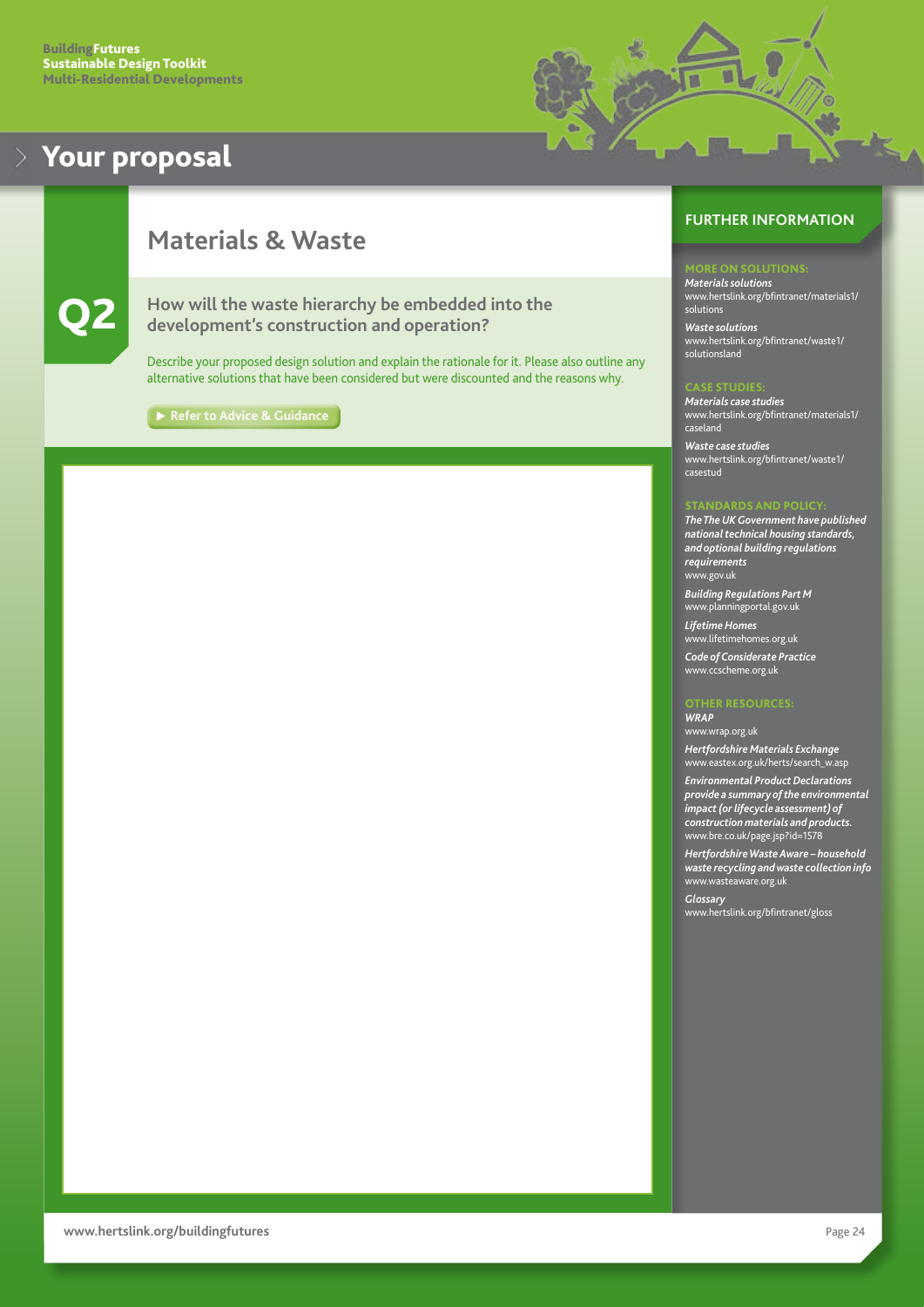# Your proposal

## Materials & Waste

### Q2

**How will the waste hierarchy be embedded into the development's construction and operation?**

Describe your proposed design solution and explain the rationale for it. Please also outline any alternative solutions that have been considered but were discounted and the reasons why.

▶ Refer to Advice & Guidance

## FURTHER INFORMATION

**MORE ON SOLUTIONS:**

*Materials solutions*
www.hertslink.org/bfintranet/materials1/solutions

*Waste solutions*
www.hertslink.org/bfintranet/waste1/solutionsland

**CASE STUDIES:**

*Materials case studies*
www.hertslink.org/bfintranet/materials1/caseland

*Waste case studies*
www.hertslink.org/bfintranet/waste1/casestud

**STANDARDS AND POLICY:**

*The The UK Government have published national technical housing standards, and optional building regulations requirements*
www.gov.uk

*Building Regulations Part M*
www.planningportal.gov.uk

*Lifetime Homes*
www.lifetimehomes.org.uk

*Code of Considerate Practice*
www.ccscheme.org.uk

**OTHER RESOURCES:**

*WRAP*
www.wrap.org.uk

*Hertfordshire Materials Exchange*
www.eastex.org.uk/herts/search_w.asp

*Environmental Product Declarations provide a summary of the environmental impact (or lifecycle assessment) of construction materials and products.*
www.bre.co.uk/page.jsp?id=1578

*Hertfordshire Waste Aware – household waste recycling and waste collection info*
www.wasteaware.org.uk

*Glossary*
www.hertslink.org/bfintranet/gloss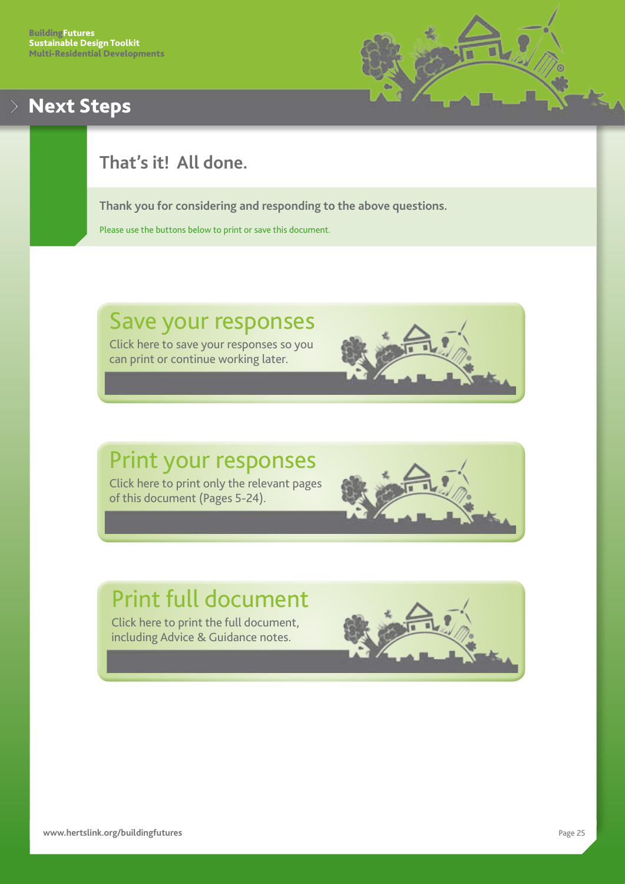# Next Steps

## That's it! All done.

**Thank you for considering and responding to the above questions.**

Please use the buttons below to print or save this document.

### Save your responses

Click here to save your responses so you can print or continue working later.

### Print your responses

Click here to print only the relevant pages of this document (Pages 5-24).

### Print full document

Click here to print the full document, including Advice & Guidance notes.

www.hertslink.org/buildingfutures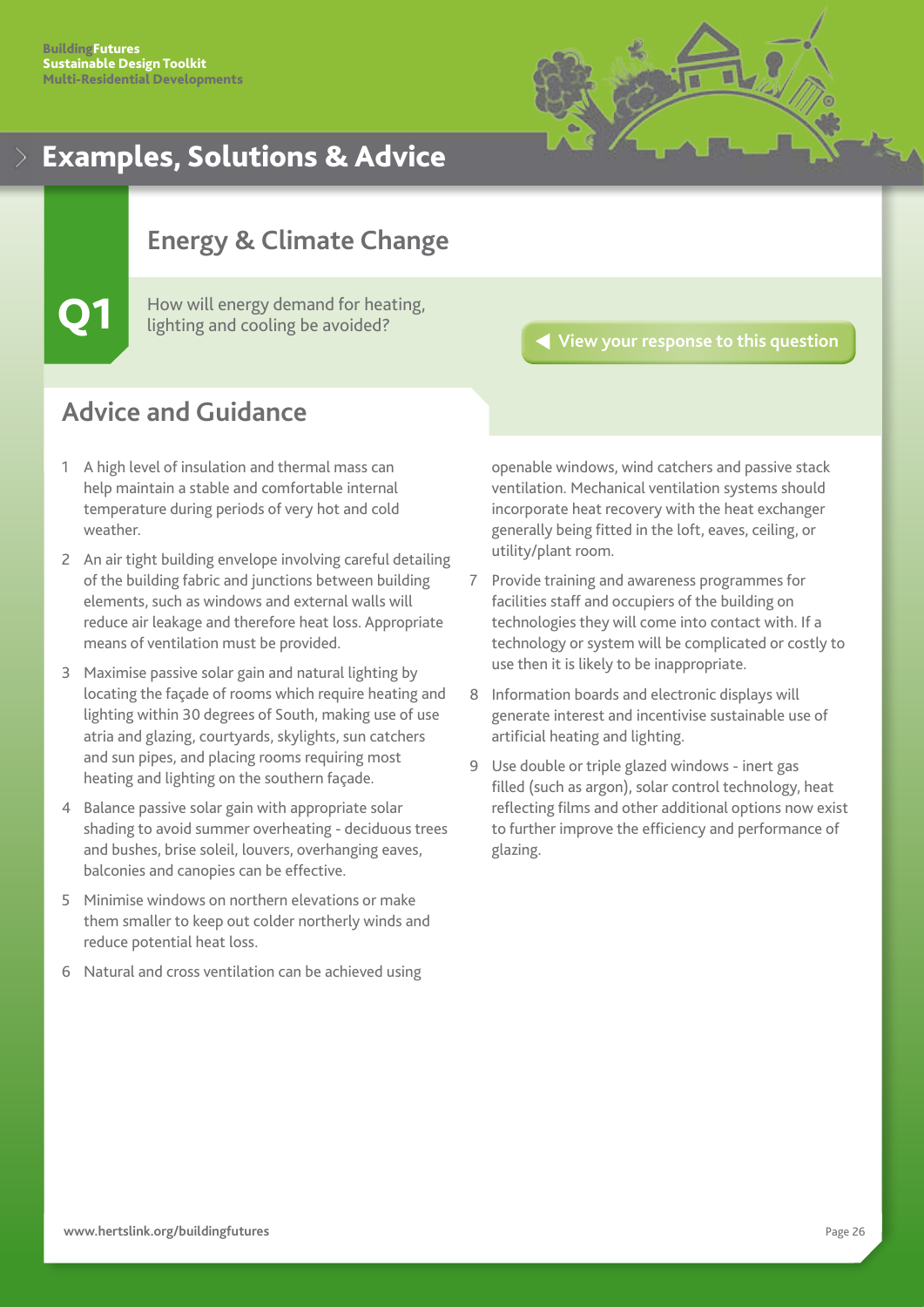# Examples, Solutions & Advice

## Energy & Climate Change

**Q1**

How will energy demand for heating, lighting and cooling be avoided?

View your response to this question

## Advice and Guidance

1. A high level of insulation and thermal mass can help maintain a stable and comfortable internal temperature during periods of very hot and cold weather.
2. An air tight building envelope involving careful detailing of the building fabric and junctions between building elements, such as windows and external walls will reduce air leakage and therefore heat loss. Appropriate means of ventilation must be provided.
3. Maximise passive solar gain and natural lighting by locating the façade of rooms which require heating and lighting within 30 degrees of South, making use of use atria and glazing, courtyards, skylights, sun catchers and sun pipes, and placing rooms requiring most heating and lighting on the southern façade.
4. Balance passive solar gain with appropriate solar shading to avoid summer overheating - deciduous trees and bushes, brise soleil, louvers, overhanging eaves, balconies and canopies can be effective.
5. Minimise windows on northern elevations or make them smaller to keep out colder northerly winds and reduce potential heat loss.
6. Natural and cross ventilation can be achieved using openable windows, wind catchers and passive stack ventilation. Mechanical ventilation systems should incorporate heat recovery with the heat exchanger generally being fitted in the loft, eaves, ceiling, or utility/plant room.
7. Provide training and awareness programmes for facilities staff and occupiers of the building on technologies they will come into contact with. If a technology or system will be complicated or costly to use then it is likely to be inappropriate.
8. Information boards and electronic displays will generate interest and incentivise sustainable use of artificial heating and lighting.
9. Use double or triple glazed windows - inert gas filled (such as argon), solar control technology, heat reflecting films and other additional options now exist to further improve the efficiency and performance of glazing.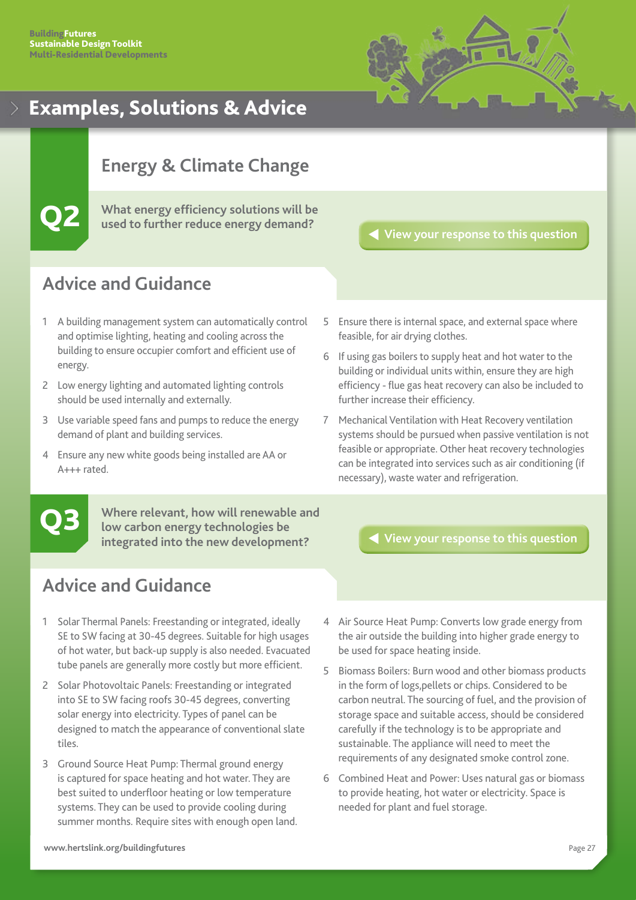# Examples, Solutions & Advice

## Energy & Climate Change

### Q2

**What energy efficiency solutions will be used to further reduce energy demand?**

View your response to this question

### Advice and Guidance

1. A building management system can automatically control and optimise lighting, heating and cooling across the building to ensure occupier comfort and efficient use of energy.
2. Low energy lighting and automated lighting controls should be used internally and externally.
3. Use variable speed fans and pumps to reduce the energy demand of plant and building services.
4. Ensure any new white goods being installed are AA or A+++ rated.
5. Ensure there is internal space, and external space where feasible, for air drying clothes.
6. If using gas boilers to supply heat and hot water to the building or individual units within, ensure they are high efficiency - flue gas heat recovery can also be included to further increase their efficiency.
7. Mechanical Ventilation with Heat Recovery ventilation systems should be pursued when passive ventilation is not feasible or appropriate. Other heat recovery technologies can be integrated into services such as air conditioning (if necessary), waste water and refrigeration.

### Q3

**Where relevant, how will renewable and low carbon energy technologies be integrated into the new development?**

View your response to this question

### Advice and Guidance

1. Solar Thermal Panels: Freestanding or integrated, ideally SE to SW facing at 30-45 degrees. Suitable for high usages of hot water, but back-up supply is also needed. Evacuated tube panels are generally more costly but more efficient.
2. Solar Photovoltaic Panels: Freestanding or integrated into SE to SW facing roofs 30-45 degrees, converting solar energy into electricity. Types of panel can be designed to match the appearance of conventional slate tiles.
3. Ground Source Heat Pump: Thermal ground energy is captured for space heating and hot water. They are best suited to underfloor heating or low temperature systems. They can be used to provide cooling during summer months. Require sites with enough open land.
4. Air Source Heat Pump: Converts low grade energy from the air outside the building into higher grade energy to be used for space heating inside.
5. Biomass Boilers: Burn wood and other biomass products in the form of logs,pellets or chips. Considered to be carbon neutral. The sourcing of fuel, and the provision of storage space and suitable access, should be considered carefully if the technology is to be appropriate and sustainable. The appliance will need to meet the requirements of any designated smoke control zone.
6. Combined Heat and Power: Uses natural gas or biomass to provide heating, hot water or electricity. Space is needed for plant and fuel storage.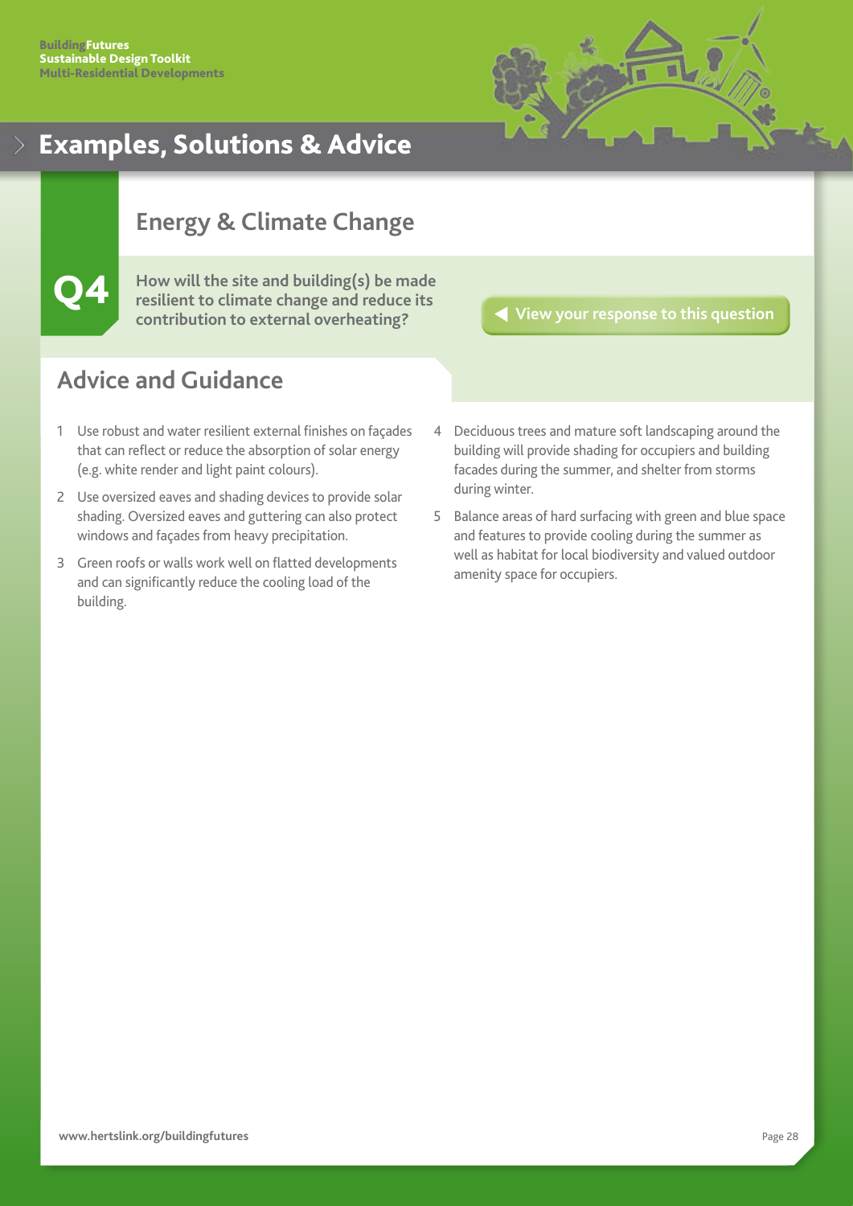# Examples, Solutions & Advice

## Energy & Climate Change

**Q4** **How will the site and building(s) be made resilient to climate change and reduce its contribution to external overheating?**

View your response to this question

### Advice and Guidance

1. Use robust and water resilient external finishes on façades that can reflect or reduce the absorption of solar energy (e.g. white render and light paint colours).
2. Use oversized eaves and shading devices to provide solar shading. Oversized eaves and guttering can also protect windows and façades from heavy precipitation.
3. Green roofs or walls work well on flatted developments and can significantly reduce the cooling load of the building.
4. Deciduous trees and mature soft landscaping around the building will provide shading for occupiers and building facades during the summer, and shelter from storms during winter.
5. Balance areas of hard surfacing with green and blue space and features to provide cooling during the summer as well as habitat for local biodiversity and valued outdoor amenity space for occupiers.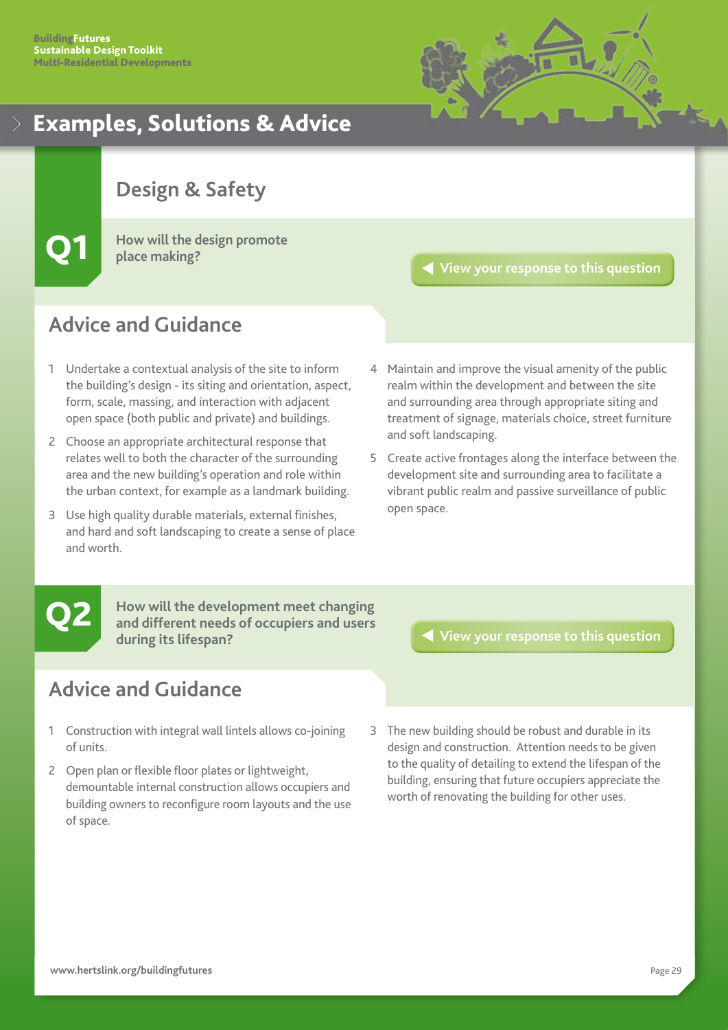# Examples, Solutions & Advice

## Design & Safety

### Q1

**How will the design promote place making?**

◀ View your response to this question

#### Advice and Guidance

1. Undertake a contextual analysis of the site to inform the building's design - its siting and orientation, aspect, form, scale, massing, and interaction with adjacent open space (both public and private) and buildings.
2. Choose an appropriate architectural response that relates well to both the character of the surrounding area and the new building's operation and role within the urban context, for example as a landmark building.
3. Use high quality durable materials, external finishes, and hard and soft landscaping to create a sense of place and worth.
4. Maintain and improve the visual amenity of the public realm within the development and between the site and surrounding area through appropriate siting and treatment of signage, materials choice, street furniture and soft landscaping.
5. Create active frontages along the interface between the development site and surrounding area to facilitate a vibrant public realm and passive surveillance of public open space.

### Q2

**How will the development meet changing and different needs of occupiers and users during its lifespan?**

◀ View your response to this question

#### Advice and Guidance

1. Construction with integral wall lintels allows co-joining of units.
2. Open plan or flexible floor plates or lightweight, demountable internal construction allows occupiers and building owners to reconfigure room layouts and the use of space.
3. The new building should be robust and durable in its design and construction. Attention needs to be given to the quality of detailing to extend the lifespan of the building, ensuring that future occupiers appreciate the worth of renovating the building for other uses.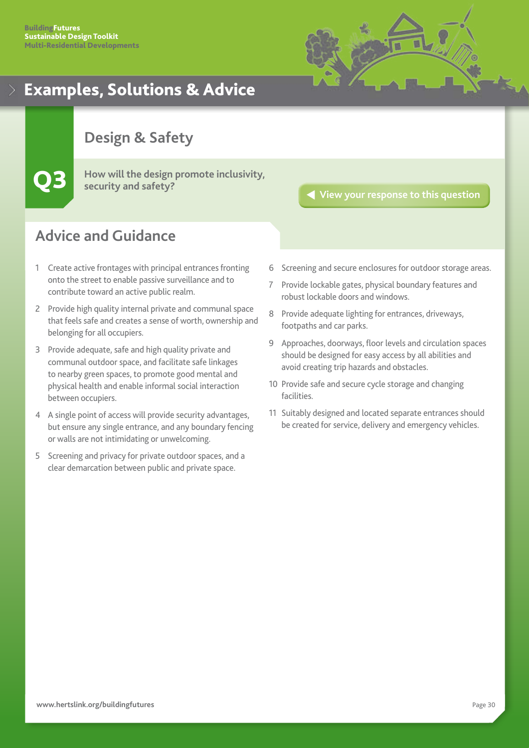# Examples, Solutions & Advice

## Design & Safety

**Q3**

**How will the design promote inclusivity, security and safety?**

View your response to this question

## Advice and Guidance

1. Create active frontages with principal entrances fronting onto the street to enable passive surveillance and to contribute toward an active public realm.
2. Provide high quality internal private and communal space that feels safe and creates a sense of worth, ownership and belonging for all occupiers.
3. Provide adequate, safe and high quality private and communal outdoor space, and facilitate safe linkages to nearby green spaces, to promote good mental and physical health and enable informal social interaction between occupiers.
4. A single point of access will provide security advantages, but ensure any single entrance, and any boundary fencing or walls are not intimidating or unwelcoming.
5. Screening and privacy for private outdoor spaces, and a clear demarcation between public and private space.
6. Screening and secure enclosures for outdoor storage areas.
7. Provide lockable gates, physical boundary features and robust lockable doors and windows.
8. Provide adequate lighting for entrances, driveways, footpaths and car parks.
9. Approaches, doorways, floor levels and circulation spaces should be designed for easy access by all abilities and avoid creating trip hazards and obstacles.
10. Provide safe and secure cycle storage and changing facilities.
11. Suitably designed and located separate entrances should be created for service, delivery and emergency vehicles.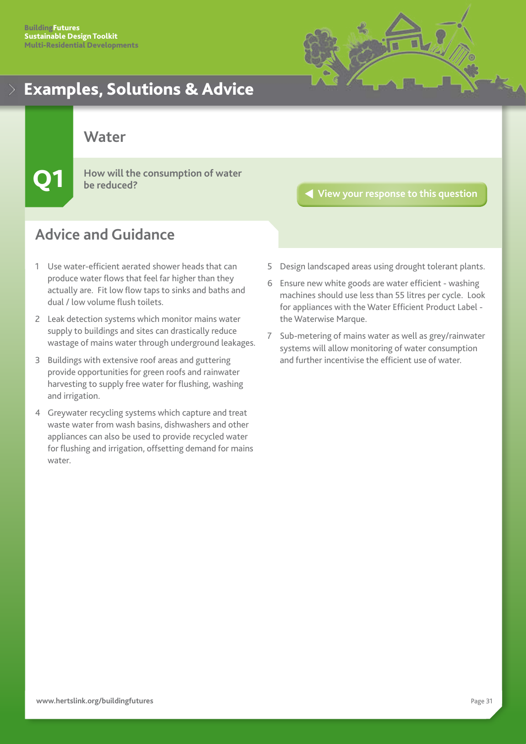# Examples, Solutions & Advice

## Water

**Q1** How will the consumption of water be reduced?

View your response to this question

## Advice and Guidance

1. Use water-efficient aerated shower heads that can produce water flows that feel far higher than they actually are. Fit low flow taps to sinks and baths and dual / low volume flush toilets.
2. Leak detection systems which monitor mains water supply to buildings and sites can drastically reduce wastage of mains water through underground leakages.
3. Buildings with extensive roof areas and guttering provide opportunities for green roofs and rainwater harvesting to supply free water for flushing, washing and irrigation.
4. Greywater recycling systems which capture and treat waste water from wash basins, dishwashers and other appliances can also be used to provide recycled water for flushing and irrigation, offsetting demand for mains water.
5. Design landscaped areas using drought tolerant plants.
6. Ensure new white goods are water efficient - washing machines should use less than 55 litres per cycle. Look for appliances with the Water Efficient Product Label - the Waterwise Marque.
7. Sub-metering of mains water as well as grey/rainwater systems will allow monitoring of water consumption and further incentivise the efficient use of water.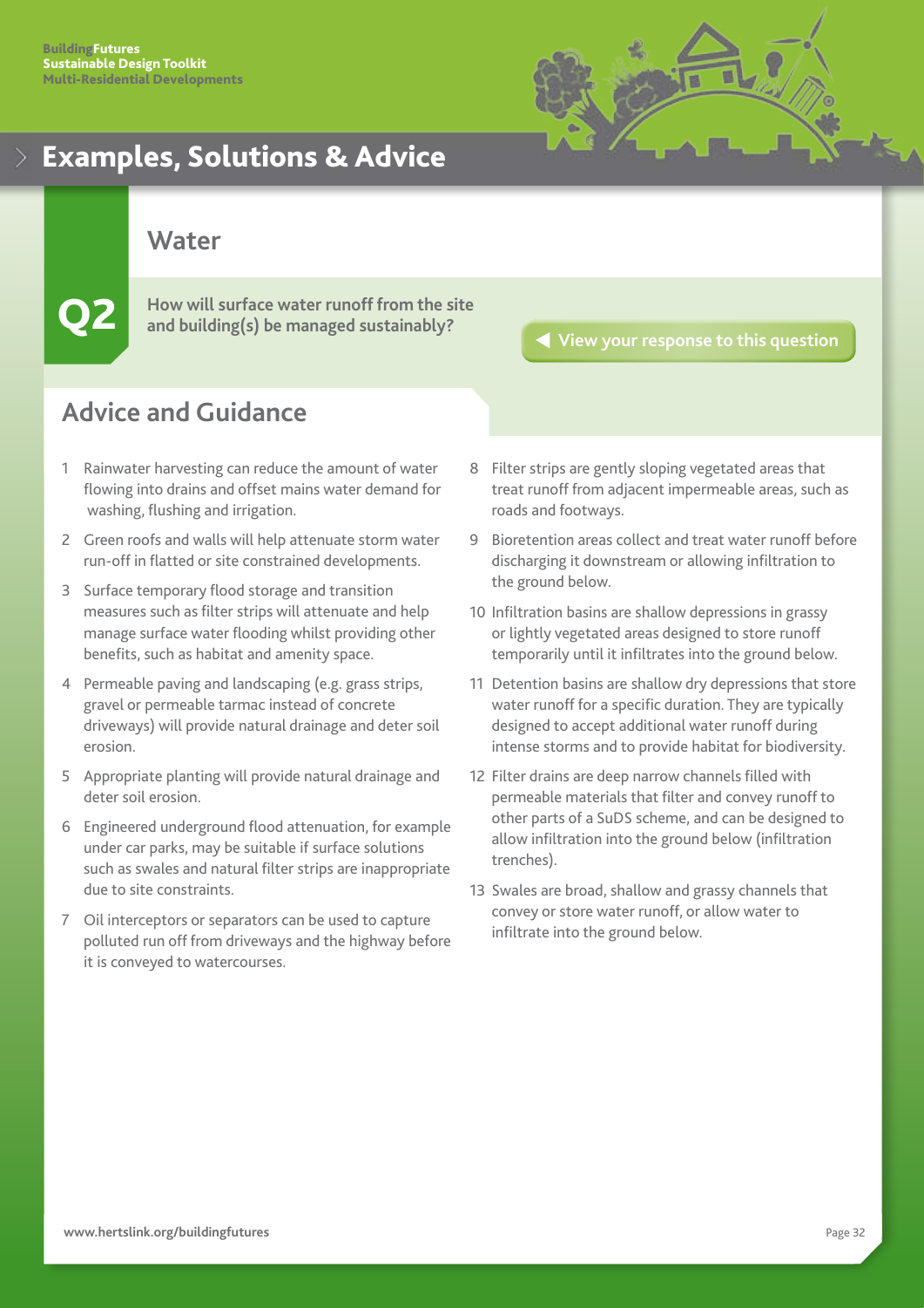# Examples, Solutions & Advice

## Water

**Q2** **How will surface water runoff from the site and building(s) be managed sustainably?**

View your response to this question

## Advice and Guidance

1. Rainwater harvesting can reduce the amount of water flowing into drains and offset mains water demand for washing, flushing and irrigation.
2. Green roofs and walls will help attenuate storm water run-off in flatted or site constrained developments.
3. Surface temporary flood storage and transition measures such as filter strips will attenuate and help manage surface water flooding whilst providing other benefits, such as habitat and amenity space.
4. Permeable paving and landscaping (e.g. grass strips, gravel or permeable tarmac instead of concrete driveways) will provide natural drainage and deter soil erosion.
5. Appropriate planting will provide natural drainage and deter soil erosion.
6. Engineered underground flood attenuation, for example under car parks, may be suitable if surface solutions such as swales and natural filter strips are inappropriate due to site constraints.
7. Oil interceptors or separators can be used to capture polluted run off from driveways and the highway before it is conveyed to watercourses.
8. Filter strips are gently sloping vegetated areas that treat runoff from adjacent impermeable areas, such as roads and footways.
9. Bioretention areas collect and treat water runoff before discharging it downstream or allowing infiltration to the ground below.
10. Infiltration basins are shallow depressions in grassy or lightly vegetated areas designed to store runoff temporarily until it infiltrates into the ground below.
11. Detention basins are shallow dry depressions that store water runoff for a specific duration. They are typically designed to accept additional water runoff during intense storms and to provide habitat for biodiversity.
12. Filter drains are deep narrow channels filled with permeable materials that filter and convey runoff to other parts of a SuDS scheme, and can be designed to allow infiltration into the ground below (infiltration trenches).
13. Swales are broad, shallow and grassy channels that convey or store water runoff, or allow water to infiltrate into the ground below.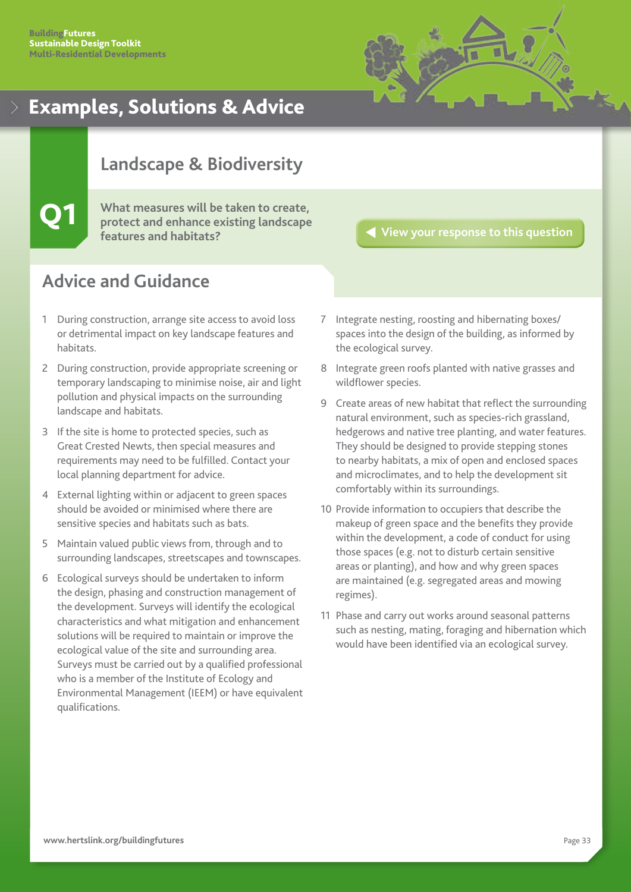# Examples, Solutions & Advice

## Landscape & Biodiversity

**Q1** **What measures will be taken to create, protect and enhance existing landscape features and habitats?**

View your response to this question

## Advice and Guidance

1. During construction, arrange site access to avoid loss or detrimental impact on key landscape features and habitats.
2. During construction, provide appropriate screening or temporary landscaping to minimise noise, air and light pollution and physical impacts on the surrounding landscape and habitats.
3. If the site is home to protected species, such as Great Crested Newts, then special measures and requirements may need to be fulfilled. Contact your local planning department for advice.
4. External lighting within or adjacent to green spaces should be avoided or minimised where there are sensitive species and habitats such as bats.
5. Maintain valued public views from, through and to surrounding landscapes, streetscapes and townscapes.
6. Ecological surveys should be undertaken to inform the design, phasing and construction management of the development. Surveys will identify the ecological characteristics and what mitigation and enhancement solutions will be required to maintain or improve the ecological value of the site and surrounding area. Surveys must be carried out by a qualified professional who is a member of the Institute of Ecology and Environmental Management (IEEM) or have equivalent qualifications.
7. Integrate nesting, roosting and hibernating boxes/ spaces into the design of the building, as informed by the ecological survey.
8. Integrate green roofs planted with native grasses and wildflower species.
9. Create areas of new habitat that reflect the surrounding natural environment, such as species-rich grassland, hedgerows and native tree planting, and water features. They should be designed to provide stepping stones to nearby habitats, a mix of open and enclosed spaces and microclimates, and to help the development sit comfortably within its surroundings.
10. Provide information to occupiers that describe the makeup of green space and the benefits they provide within the development, a code of conduct for using those spaces (e.g. not to disturb certain sensitive areas or planting), and how and why green spaces are maintained (e.g. segregated areas and mowing regimes).
11. Phase and carry out works around seasonal patterns such as nesting, mating, foraging and hibernation which would have been identified via an ecological survey.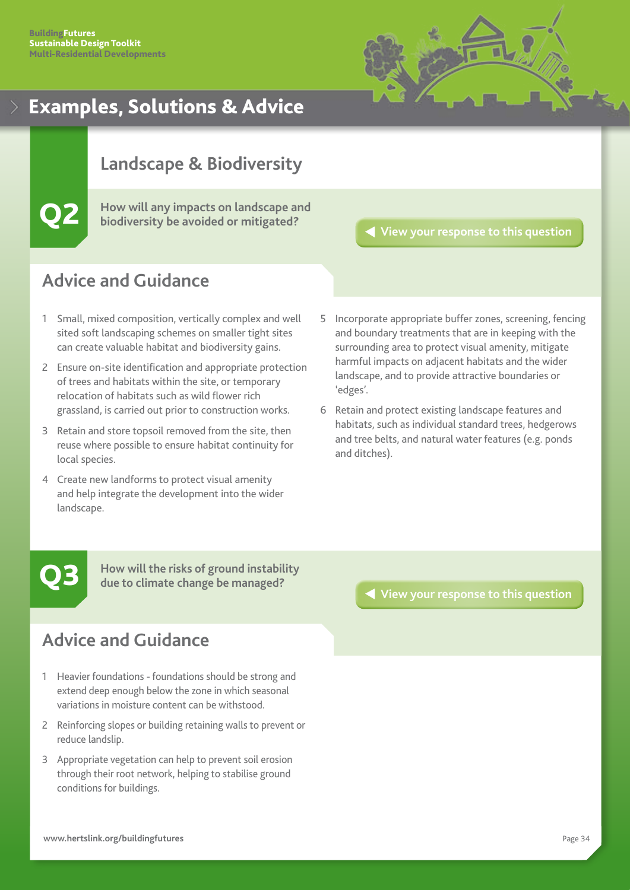## Examples, Solutions & Advice

### Landscape & Biodiversity

**Q2** How will any impacts on landscape and biodiversity be avoided or mitigated?

◀ View your response to this question

#### Advice and Guidance

1. Small, mixed composition, vertically complex and well sited soft landscaping schemes on smaller tight sites can create valuable habitat and biodiversity gains.
2. Ensure on-site identification and appropriate protection of trees and habitats within the site, or temporary relocation of habitats such as wild flower rich grassland, is carried out prior to construction works.
3. Retain and store topsoil removed from the site, then reuse where possible to ensure habitat continuity for local species.
4. Create new landforms to protect visual amenity and help integrate the development into the wider landscape.
5. Incorporate appropriate buffer zones, screening, fencing and boundary treatments that are in keeping with the surrounding area to protect visual amenity, mitigate harmful impacts on adjacent habitats and the wider landscape, and to provide attractive boundaries or 'edges'.
6. Retain and protect existing landscape features and habitats, such as individual standard trees, hedgerows and tree belts, and natural water features (e.g. ponds and ditches).

**Q3** How will the risks of ground instability due to climate change be managed?

◀ View your response to this question

#### Advice and Guidance

1. Heavier foundations - foundations should be strong and extend deep enough below the zone in which seasonal variations in moisture content can be withstood.
2. Reinforcing slopes or building retaining walls to prevent or reduce landslip.
3. Appropriate vegetation can help to prevent soil erosion through their root network, helping to stabilise ground conditions for buildings.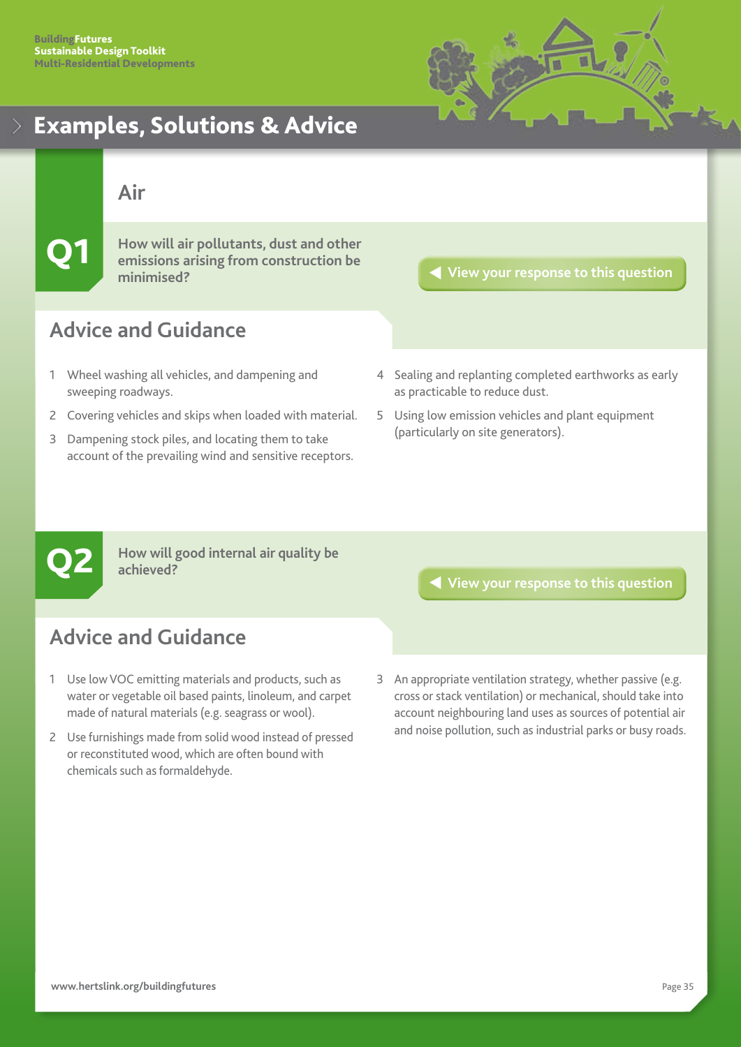## Examples, Solutions & Advice

### Air

**Q1** **How will air pollutants, dust and other emissions arising from construction be minimised?**

View your response to this question

#### Advice and Guidance

1. Wheel washing all vehicles, and dampening and sweeping roadways.
2. Covering vehicles and skips when loaded with material.
3. Dampening stock piles, and locating them to take account of the prevailing wind and sensitive receptors.
4. Sealing and replanting completed earthworks as early as practicable to reduce dust.
5. Using low emission vehicles and plant equipment (particularly on site generators).

**Q2** **How will good internal air quality be achieved?**

View your response to this question

#### Advice and Guidance

1. Use low VOC emitting materials and products, such as water or vegetable oil based paints, linoleum, and carpet made of natural materials (e.g. seagrass or wool).
2. Use furnishings made from solid wood instead of pressed or reconstituted wood, which are often bound with chemicals such as formaldehyde.
3. An appropriate ventilation strategy, whether passive (e.g. cross or stack ventilation) or mechanical, should take into account neighbouring land uses as sources of potential air and noise pollution, such as industrial parks or busy roads.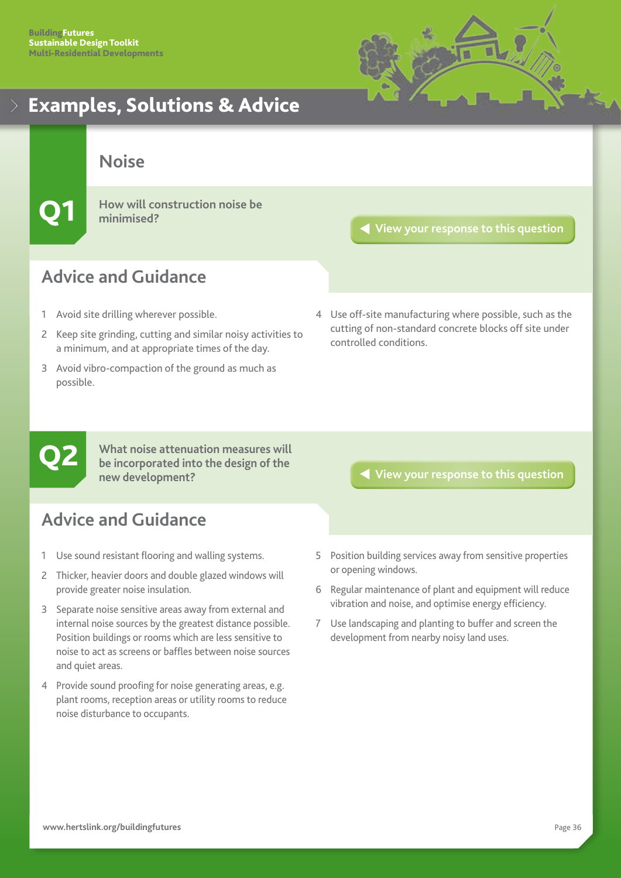# Examples, Solutions & Advice

## Noise

### Q1

**How will construction noise be minimised?**

View your response to this question

### Advice and Guidance

1. Avoid site drilling wherever possible.
2. Keep site grinding, cutting and similar noisy activities to a minimum, and at appropriate times of the day.
3. Avoid vibro-compaction of the ground as much as possible.
4. Use off-site manufacturing where possible, such as the cutting of non-standard concrete blocks off site under controlled conditions.

### Q2

**What noise attenuation measures will be incorporated into the design of the new development?**

View your response to this question

### Advice and Guidance

1. Use sound resistant flooring and walling systems.
2. Thicker, heavier doors and double glazed windows will provide greater noise insulation.
3. Separate noise sensitive areas away from external and internal noise sources by the greatest distance possible. Position buildings or rooms which are less sensitive to noise to act as screens or baffles between noise sources and quiet areas.
4. Provide sound proofing for noise generating areas, e.g. plant rooms, reception areas or utility rooms to reduce noise disturbance to occupants.
5. Position building services away from sensitive properties or opening windows.
6. Regular maintenance of plant and equipment will reduce vibration and noise, and optimise energy efficiency.
7. Use landscaping and planting to buffer and screen the development from nearby noisy land uses.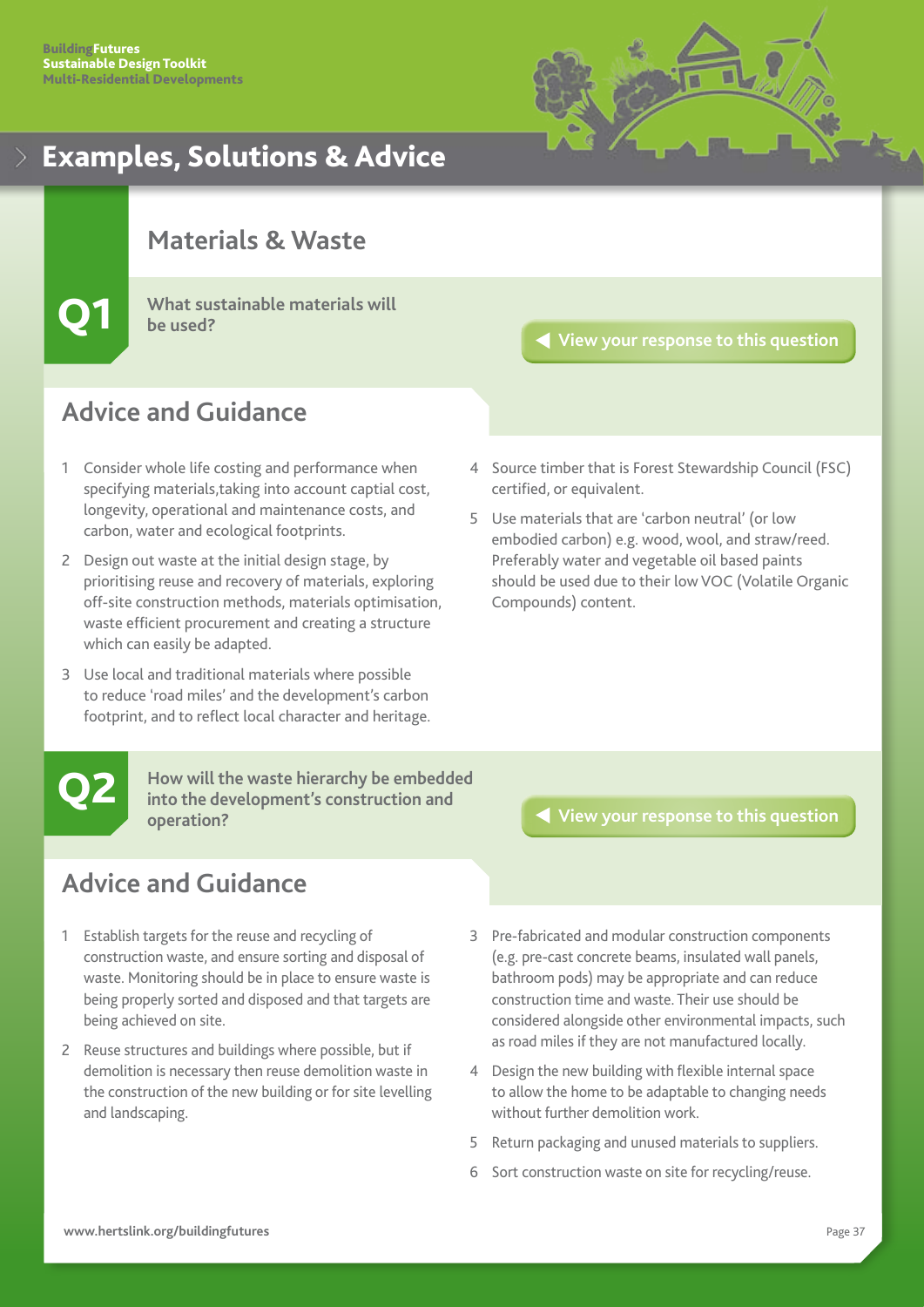# Examples, Solutions & Advice

## Materials & Waste

**Q1** What sustainable materials will be used?

View your response to this question

### Advice and Guidance

1. Consider whole life costing and performance when specifying materials,taking into account captial cost, longevity, operational and maintenance costs, and carbon, water and ecological footprints.
2. Design out waste at the initial design stage, by prioritising reuse and recovery of materials, exploring off-site construction methods, materials optimisation, waste efficient procurement and creating a structure which can easily be adapted.
3. Use local and traditional materials where possible to reduce 'road miles' and the development's carbon footprint, and to reflect local character and heritage.
4. Source timber that is Forest Stewardship Council (FSC) certified, or equivalent.
5. Use materials that are 'carbon neutral' (or low embodied carbon) e.g. wood, wool, and straw/reed. Preferably water and vegetable oil based paints should be used due to their low VOC (Volatile Organic Compounds) content.

**Q2** How will the waste hierarchy be embedded into the development's construction and operation?

View your response to this question

### Advice and Guidance

1. Establish targets for the reuse and recycling of construction waste, and ensure sorting and disposal of waste. Monitoring should be in place to ensure waste is being properly sorted and disposed and that targets are being achieved on site.
2. Reuse structures and buildings where possible, but if demolition is necessary then reuse demolition waste in the construction of the new building or for site levelling and landscaping.
3. Pre-fabricated and modular construction components (e.g. pre-cast concrete beams, insulated wall panels, bathroom pods) may be appropriate and can reduce construction time and waste. Their use should be considered alongside other environmental impacts, such as road miles if they are not manufactured locally.
4. Design the new building with flexible internal space to allow the home to be adaptable to changing needs without further demolition work.
5. Return packaging and unused materials to suppliers.
6. Sort construction waste on site for recycling/reuse.

www.hertslink.org/buildingfutures